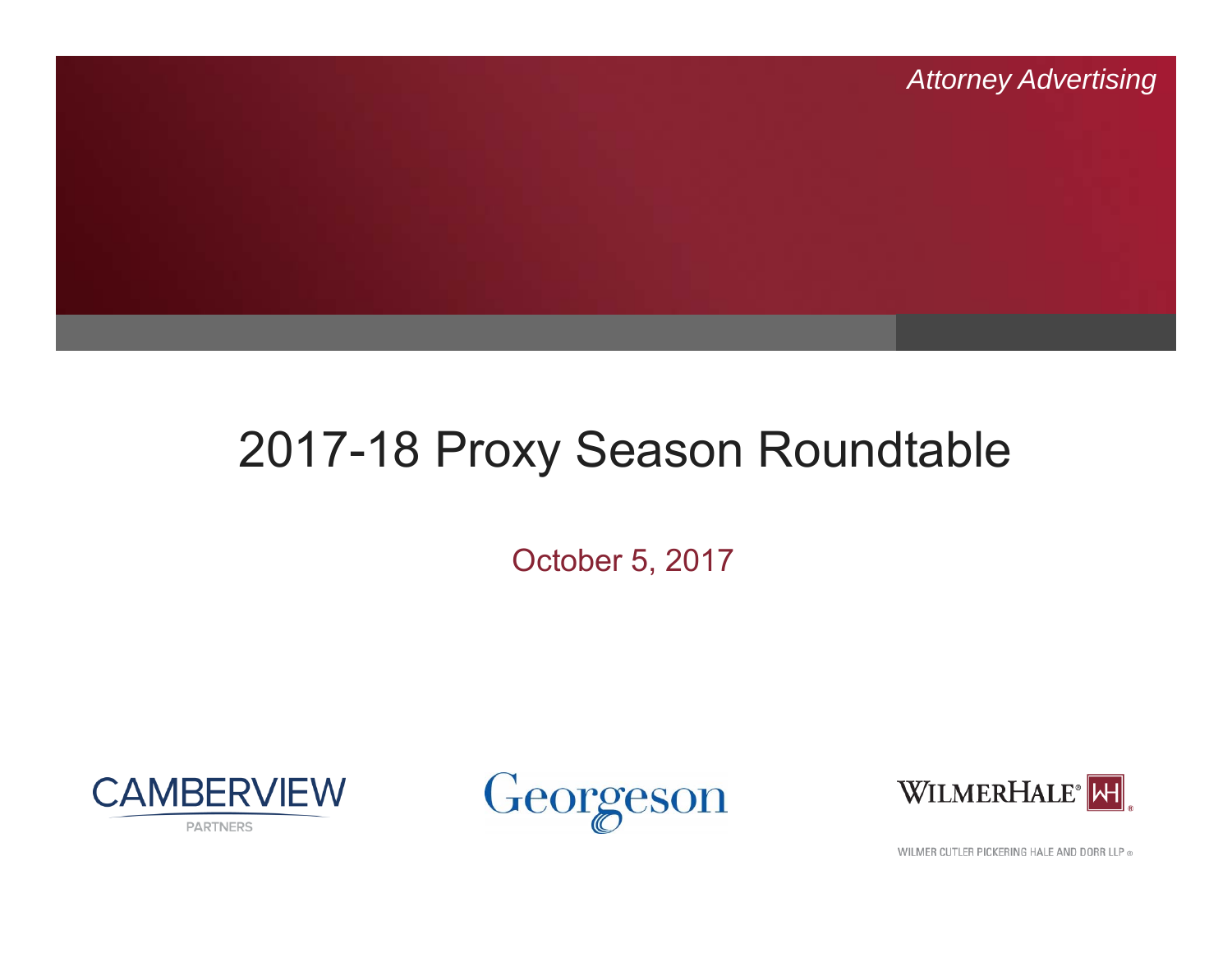*Attorney Advertising*

# 2017-18 Proxy Season Roundtable

October 5, 2017

CAMBERVIEW PARTNERS

Georgeson

WILMERHALE

WILMER CUTLER PICKERING HALE AND DORR LLP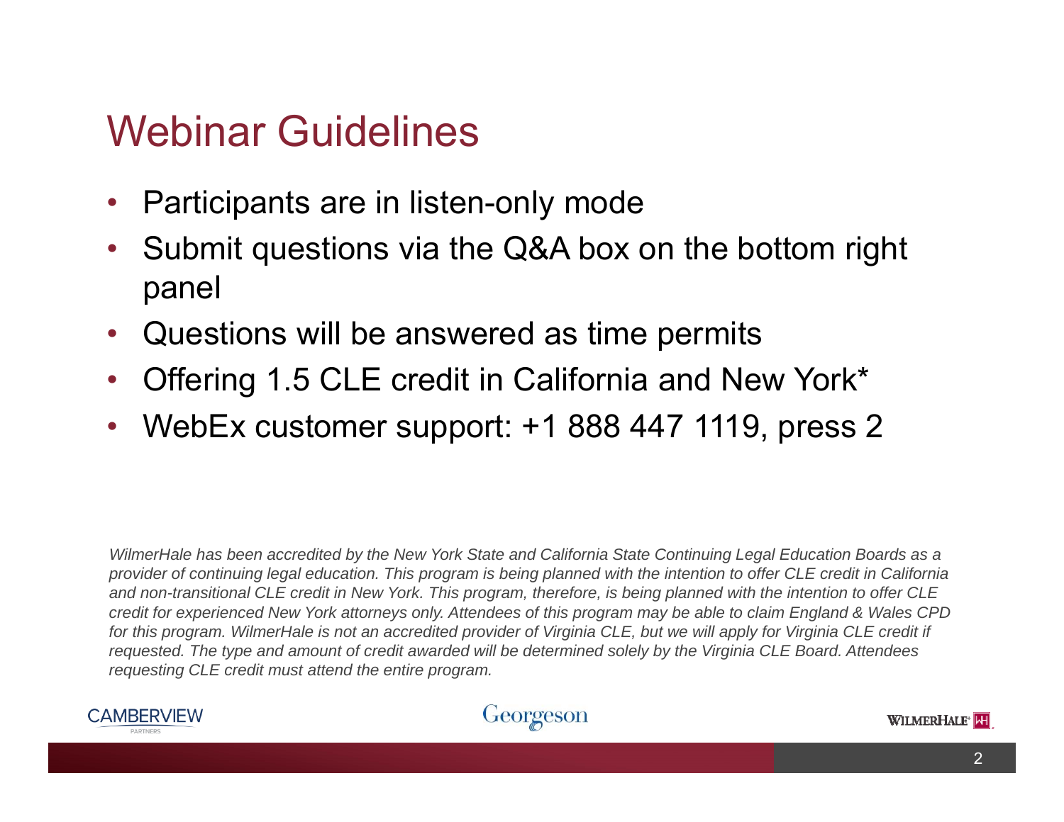# Webinar Guidelines

- Participants are in listen-only mode
- Submit questions via the Q&A box on the bottom right panel
- Questions will be answered as time permits
- Offering 1.5 CLE credit in California and New York*
- WebEx customer support: +1 888 447 1119, press 2

*WilmerHale has been accredited by the New York State and California State Continuing Legal Education Boards as a provider of continuing legal education. This program is being planned with the intention to offer CLE credit in California and non-transitional CLE credit in New York. This program, therefore, is being planned with the intention to offer CLE credit for experienced New York attorneys only. Attendees of this program may be able to claim England & Wales CPD for this program. WilmerHale is not an accredited provider of Virginia CLE, but we will apply for Virginia CLE credit if requested. The type and amount of credit awarded will be determined solely by the Virginia CLE Board. Attendees requesting CLE credit must attend the entire program.*

CAMBERVIEW PARTNERS Georgeson WILMERHALE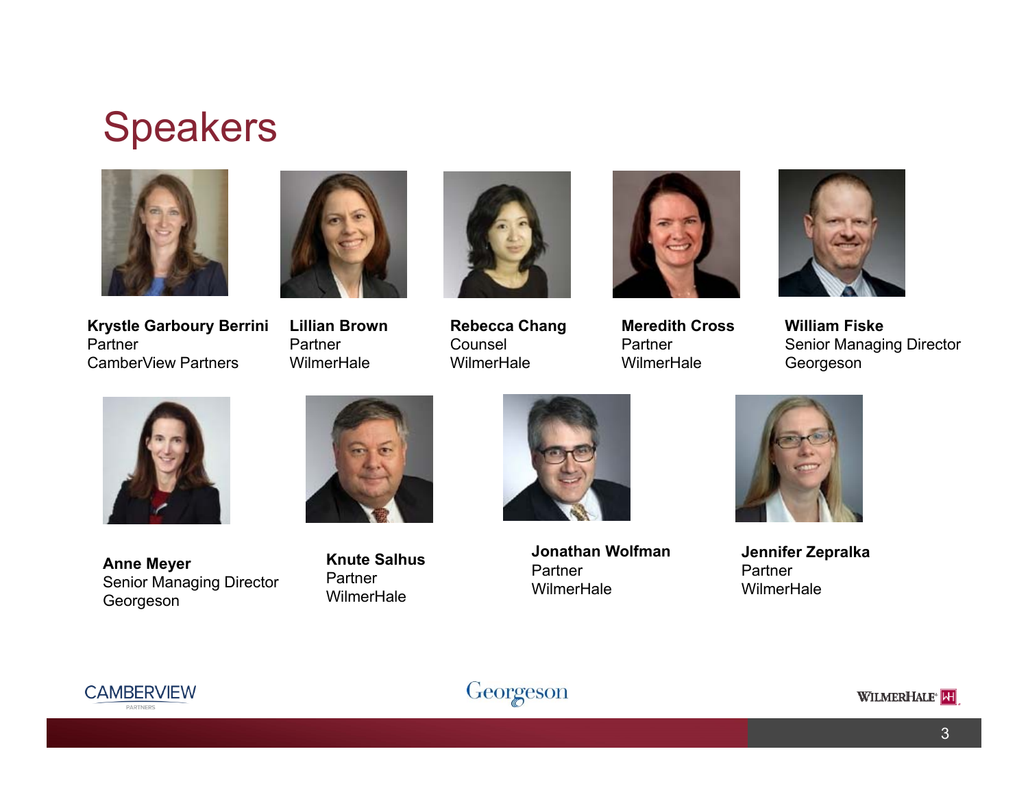# Speakers

**Krystle Garboury Berrini**
Partner
CamberView Partners

**Lillian Brown**
Partner
WilmerHale

**Rebecca Chang**
Counsel
WilmerHale

**Meredith Cross**
Partner
WilmerHale

**William Fiske**
Senior Managing Director
Georgeson

**Anne Meyer**
Senior Managing Director
Georgeson

**Knute Salhus**
Partner
WilmerHale

**Jonathan Wolfman**
Partner
WilmerHale

**Jennifer Zepralka**
Partner
WilmerHale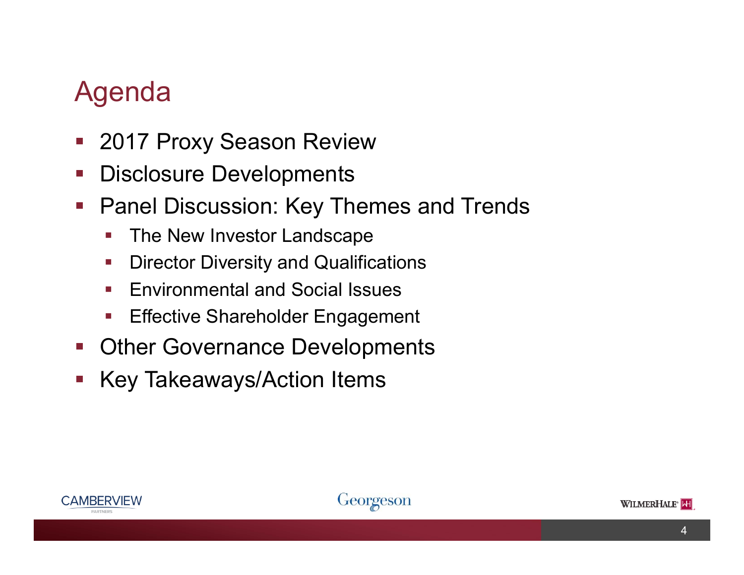# Agenda

- 2017 Proxy Season Review
- Disclosure Developments
- Panel Discussion: Key Themes and Trends
  - The New Investor Landscape
  - Director Diversity and Qualifications
  - Environmental and Social Issues
  - Effective Shareholder Engagement
- Other Governance Developments
- Key Takeaways/Action Items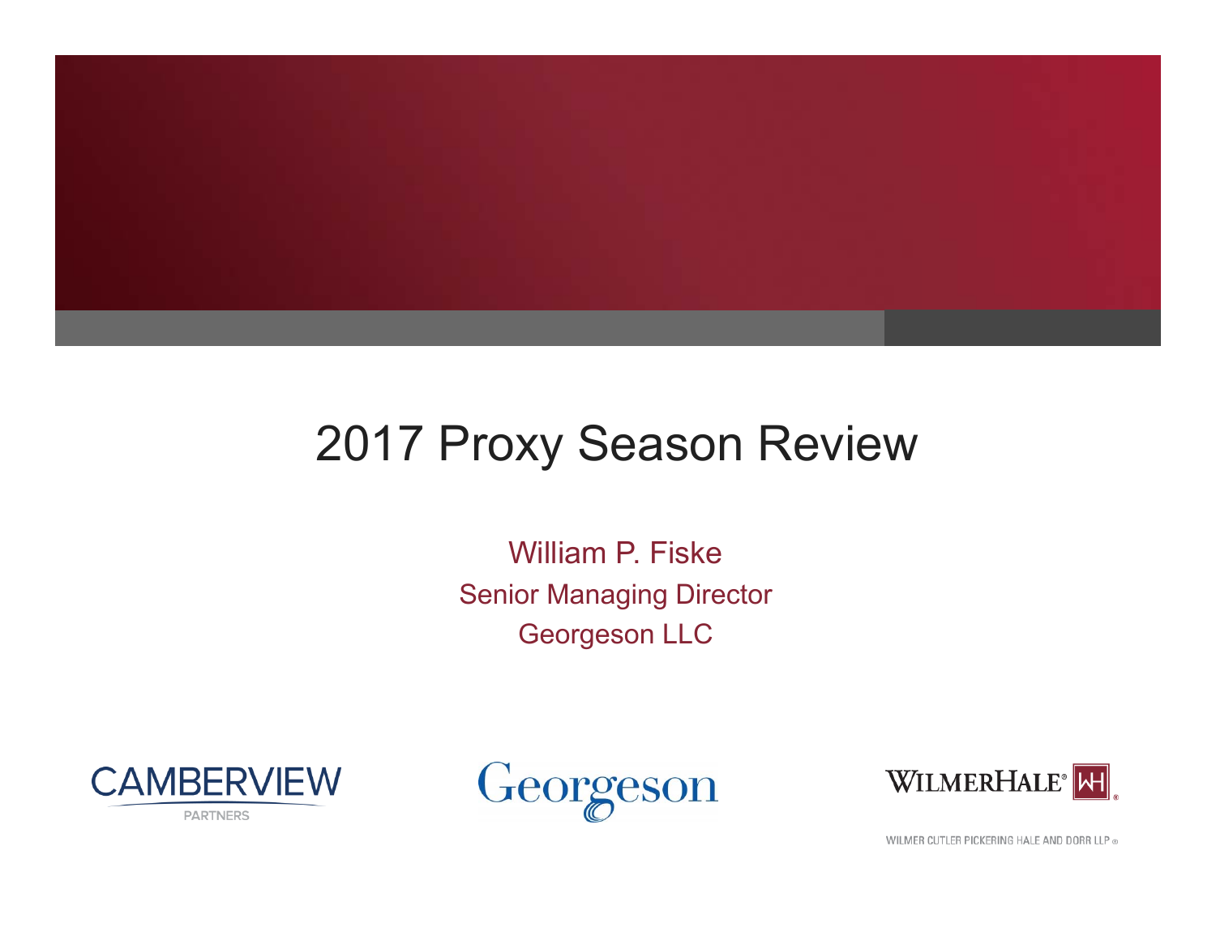# 2017 Proxy Season Review

William P. Fiske

Senior Managing Director

Georgeson LLC

CAMBERVIEW PARTNERS

Georgeson

WILMERHALE®

WILMER CUTLER PICKERING HALE AND DORR LLP ®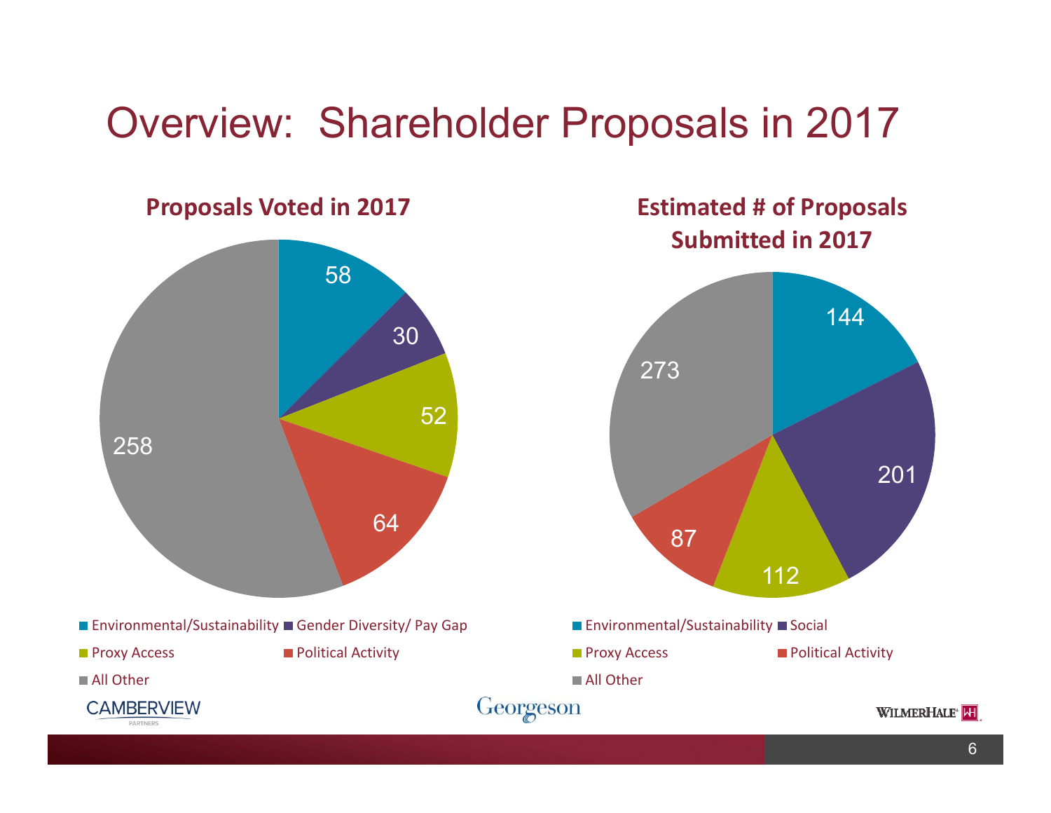# Overview: Shareholder Proposals in 2017

## Proposals Voted in 2017

| Category | Number |
|---|---|
| Environmental/Sustainability | 58 |
| Gender Diversity/ Pay Gap | 30 |
| Proxy Access | 52 |
| Political Activity | 64 |
| All Other | 258 |

## Estimated # of Proposals Submitted in 2017

| Category | Number |
|---|---|
| Environmental/Sustainability | 144 |
| Social | 201 |
| Proxy Access | 112 |
| Political Activity | 87 |
| All Other | 273 |

CAMBERVIEW PARTNERS    Georgeson    WILMERHALE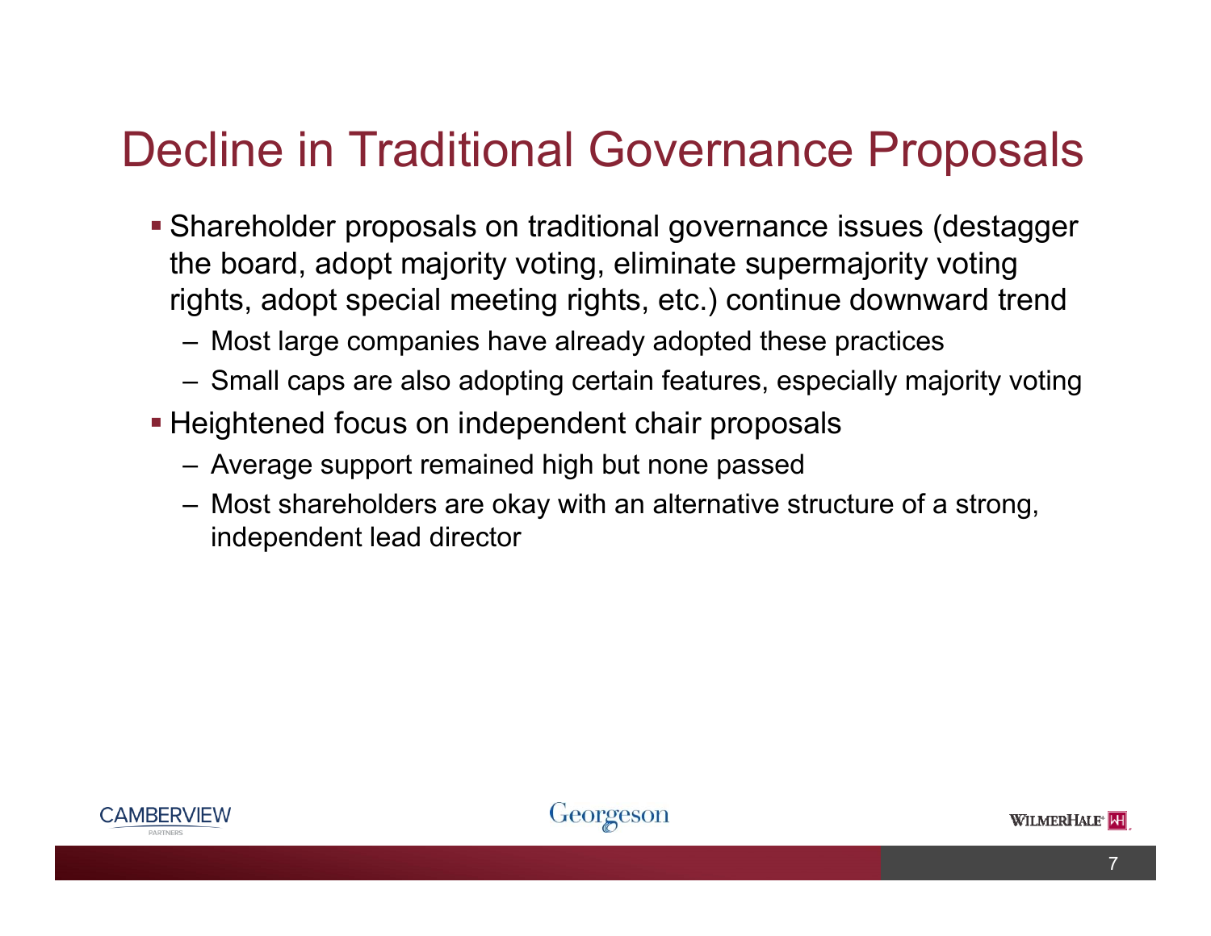# Decline in Traditional Governance Proposals

- Shareholder proposals on traditional governance issues (destagger the board, adopt majority voting, eliminate supermajority voting rights, adopt special meeting rights, etc.) continue downward trend
  - Most large companies have already adopted these practices
  - Small caps are also adopting certain features, especially majority voting
- Heightened focus on independent chair proposals
  - Average support remained high but none passed
  - Most shareholders are okay with an alternative structure of a strong, independent lead director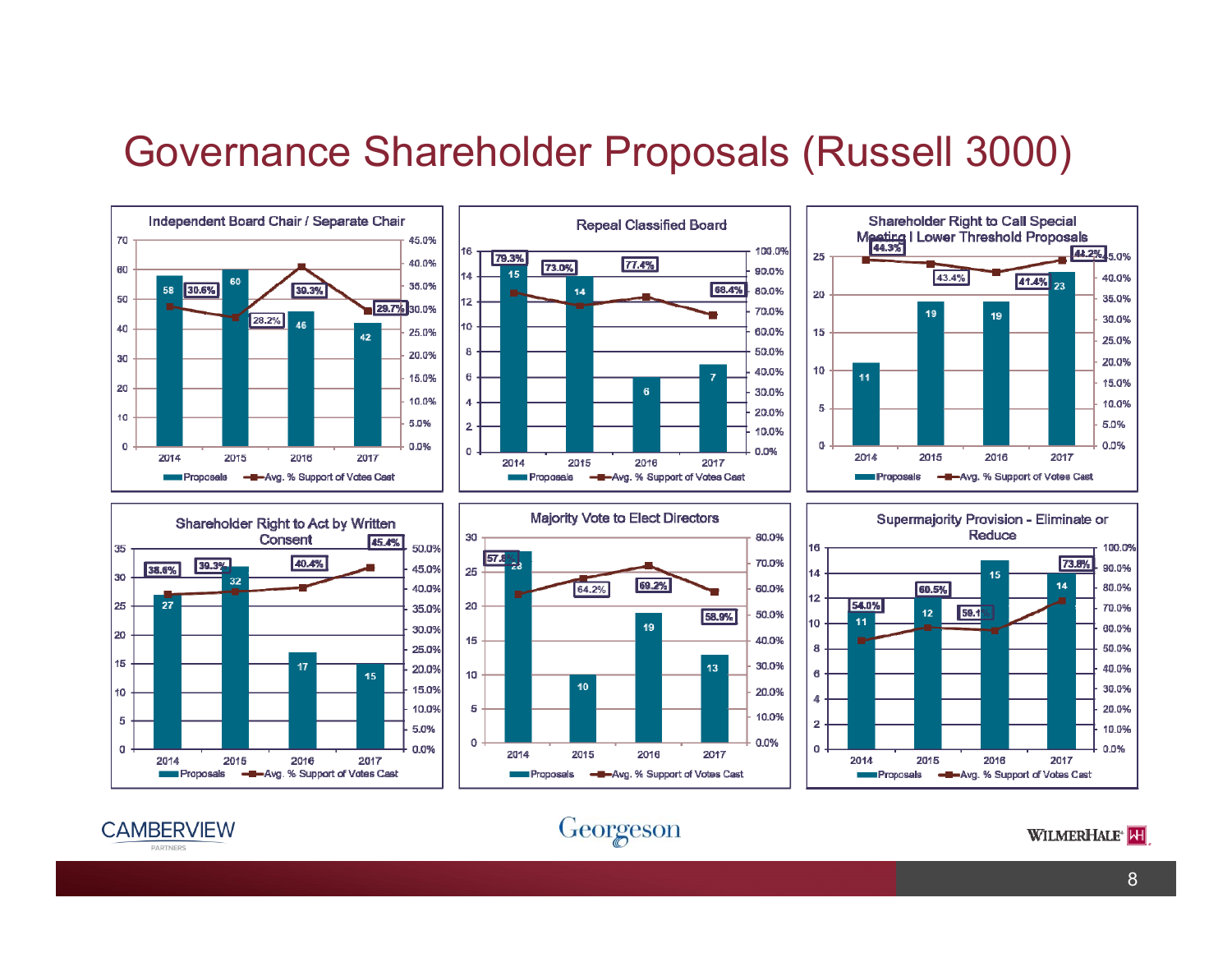# Governance Shareholder Proposals (Russell 3000)

### Independent Board Chair / Separate Chair

| Year | Proposals | Avg. % Support of Votes Cast |
|---|---|---|
| 2014 | 58 | 30.6% |
| 2015 | 60 | 28.2% |
| 2016 | 46 | 39.3% |
| 2017 | 42 | 29.7% |

### Repeal Classified Board

| Year | Proposals | Avg. % Support of Votes Cast |
|---|---|---|
| 2014 | 15 | 79.3% |
| 2015 | 14 | 73.0% |
| 2016 | 6 | 77.4% |
| 2017 | 7 | 68.4% |

### Shareholder Right to Call Special Meeting I Lower Threshold Proposals

| Year | Proposals | Avg. % Support of Votes Cast |
|---|---|---|
| 2014 | 11 | 44.3% |
| 2015 | 19 | 43.4% |
| 2016 | 19 | 41.4% |
| 2017 | 23 | 44.2% |

### Shareholder Right to Act by Written Consent

| Year | Proposals | Avg. % Support of Votes Cast |
|---|---|---|
| 2014 | 27 | 38.6% |
| 2015 | 32 | 39.3% |
| 2016 | 17 | 40.4% |
| 2017 | 15 | 45.4% |

### Majority Vote to Elect Directors

| Year | Proposals | Avg. % Support of Votes Cast |
|---|---|---|
| 2014 | 28 | 57.8% |
| 2015 | 10 | 64.2% |
| 2016 | 19 | 69.2% |
| 2017 | 13 | 58.9% |

### Supermajority Provision - Eliminate or Reduce

| Year | Proposals | Avg. % Support of Votes Cast |
|---|---|---|
| 2014 | 11 | 54.0% |
| 2015 | 12 | 60.5% |
| 2016 | 15 | 59.1% |
| 2017 | 14 | 73.8% |

CAMBERVIEW PARTNERS | Georgeson | WILMERHALE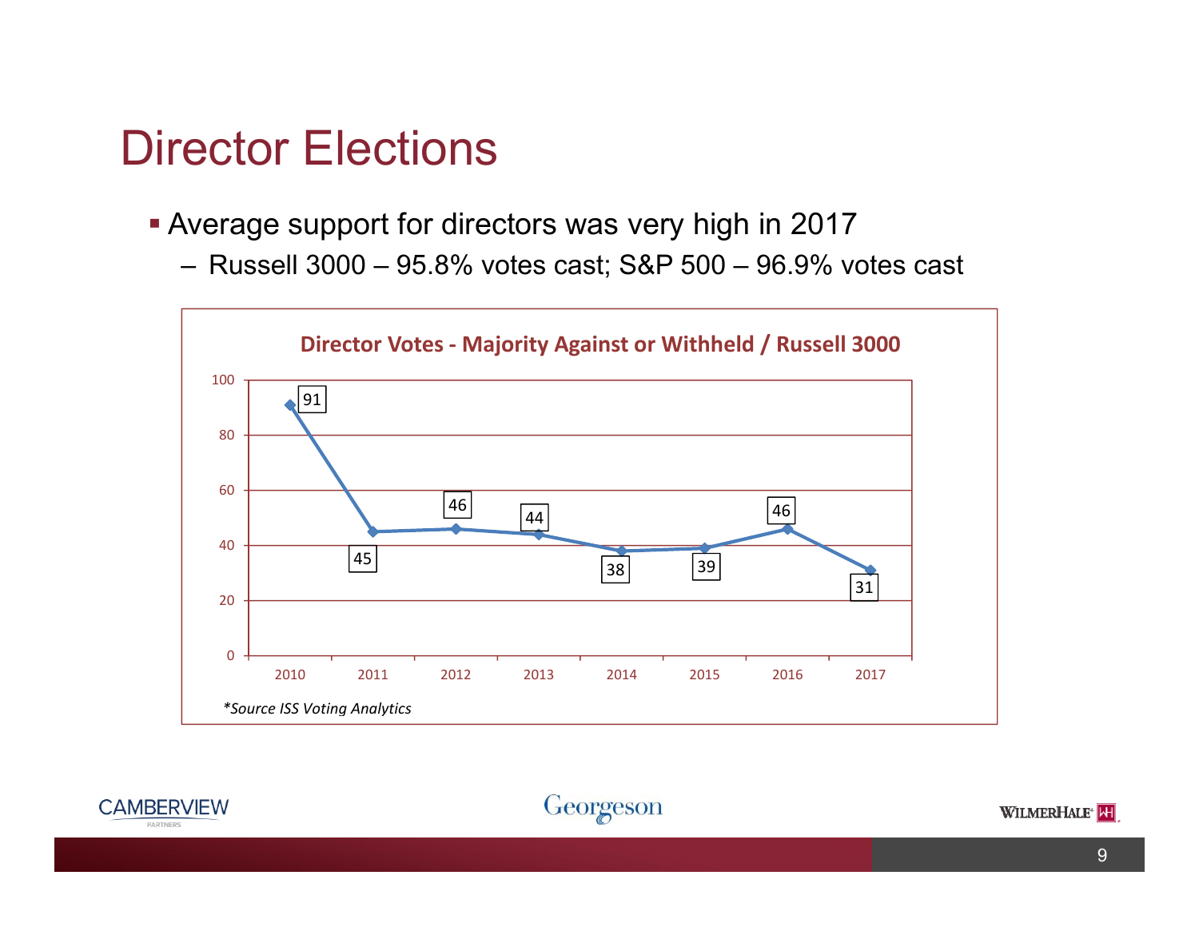# Director Elections

- Average support for directors was very high in 2017
  - Russell 3000 – 95.8% votes cast; S&P 500 – 96.9% votes cast

**Director Votes - Majority Against or Withheld / Russell 3000**

| Year | Number |
|---|---|
| 2010 | 91 |
| 2011 | 45 |
| 2012 | 46 |
| 2013 | 44 |
| 2014 | 38 |
| 2015 | 39 |
| 2016 | 46 |
| 2017 | 31 |

*\*Source ISS Voting Analytics*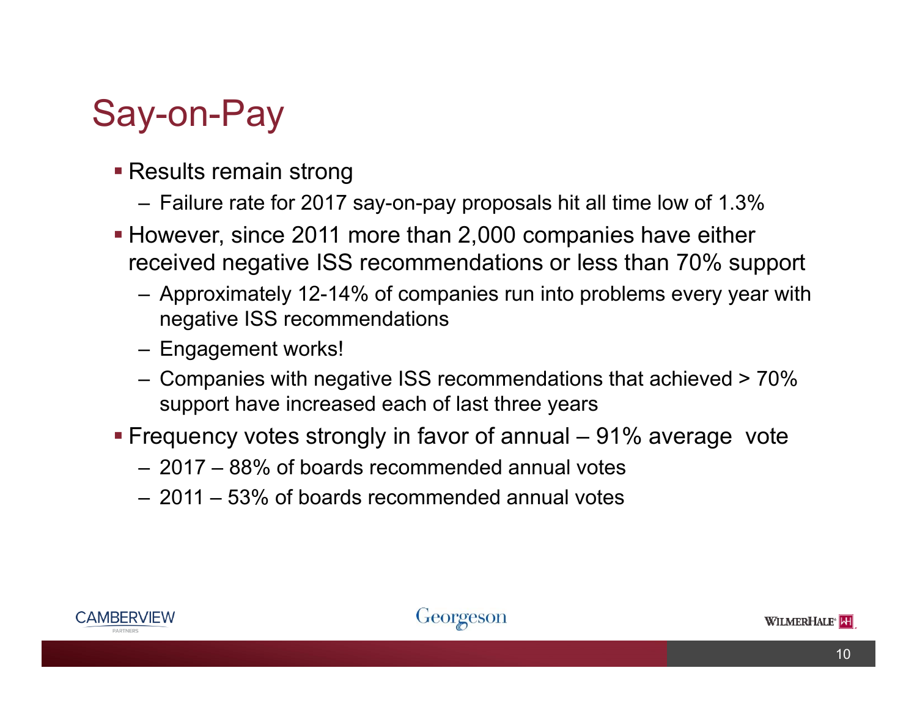# Say-on-Pay

- Results remain strong
  - Failure rate for 2017 say-on-pay proposals hit all time low of 1.3%
- However, since 2011 more than 2,000 companies have either received negative ISS recommendations or less than 70% support
  - Approximately 12-14% of companies run into problems every year with negative ISS recommendations
  - Engagement works!
  - Companies with negative ISS recommendations that achieved > 70% support have increased each of last three years
- Frequency votes strongly in favor of annual – 91% average vote
  - 2017 – 88% of boards recommended annual votes
  - 2011 – 53% of boards recommended annual votes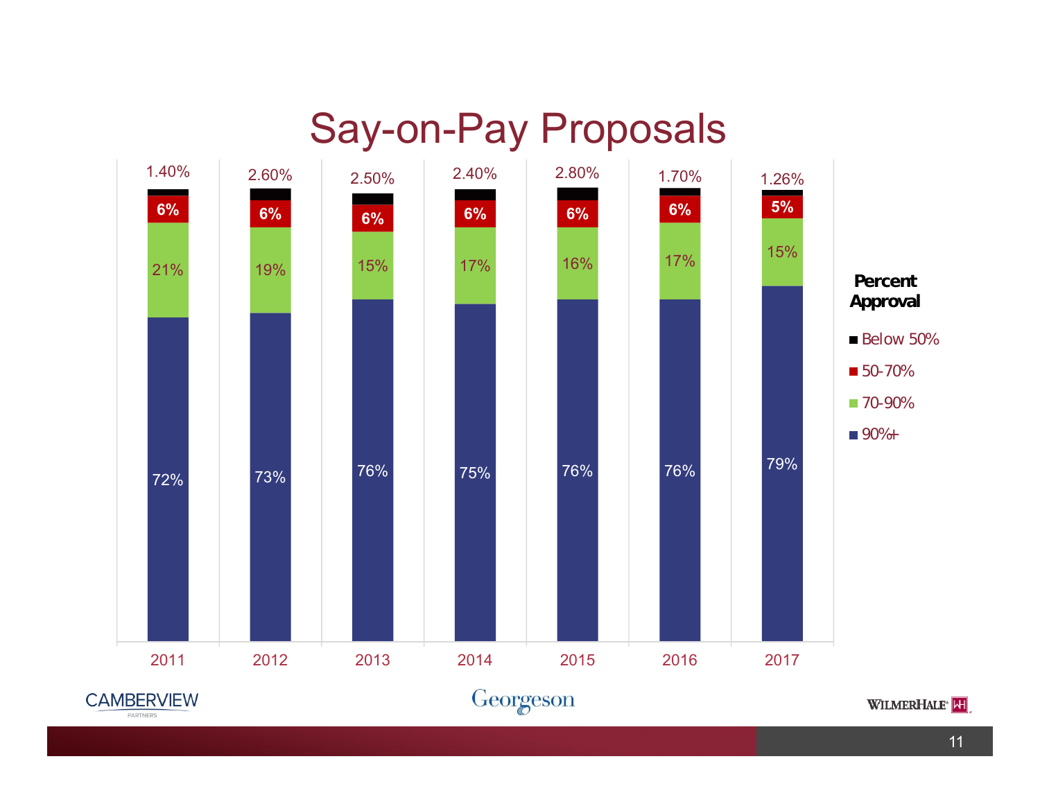# Say-on-Pay Proposals

| Percent Approval | 2011 | 2012 | 2013 | 2014 | 2015 | 2016 | 2017 |
|---|---|---|---|---|---|---|---|
| Below 50% | 1.40% | 2.60% | 2.50% | 2.40% | 2.80% | 1.70% | 1.26% |
| 50-70% | 6% | 6% | 6% | 6% | 6% | 6% | 5% |
| 70-90% | 21% | 19% | 15% | 17% | 16% | 17% | 15% |
| 90%+ | 72% | 73% | 76% | 75% | 76% | 76% | 79% |

CAMBERVIEW PARTNERS

Georgeson

WILMERHALE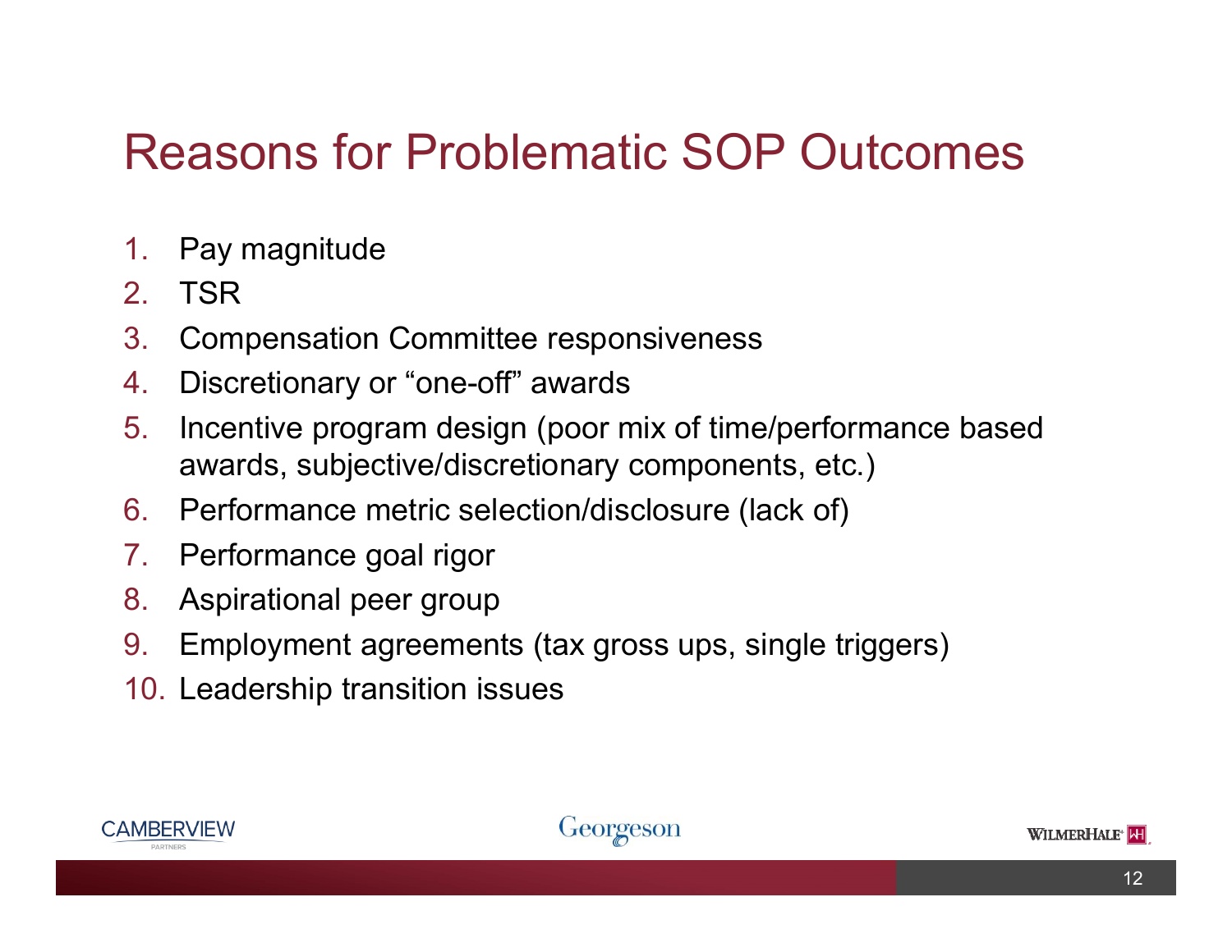# Reasons for Problematic SOP Outcomes

1. Pay magnitude
2. TSR
3. Compensation Committee responsiveness
4. Discretionary or “one-off” awards
5. Incentive program design (poor mix of time/performance based awards, subjective/discretionary components, etc.)
6. Performance metric selection/disclosure (lack of)
7. Performance goal rigor
8. Aspirational peer group
9. Employment agreements (tax gross ups, single triggers)
10. Leadership transition issues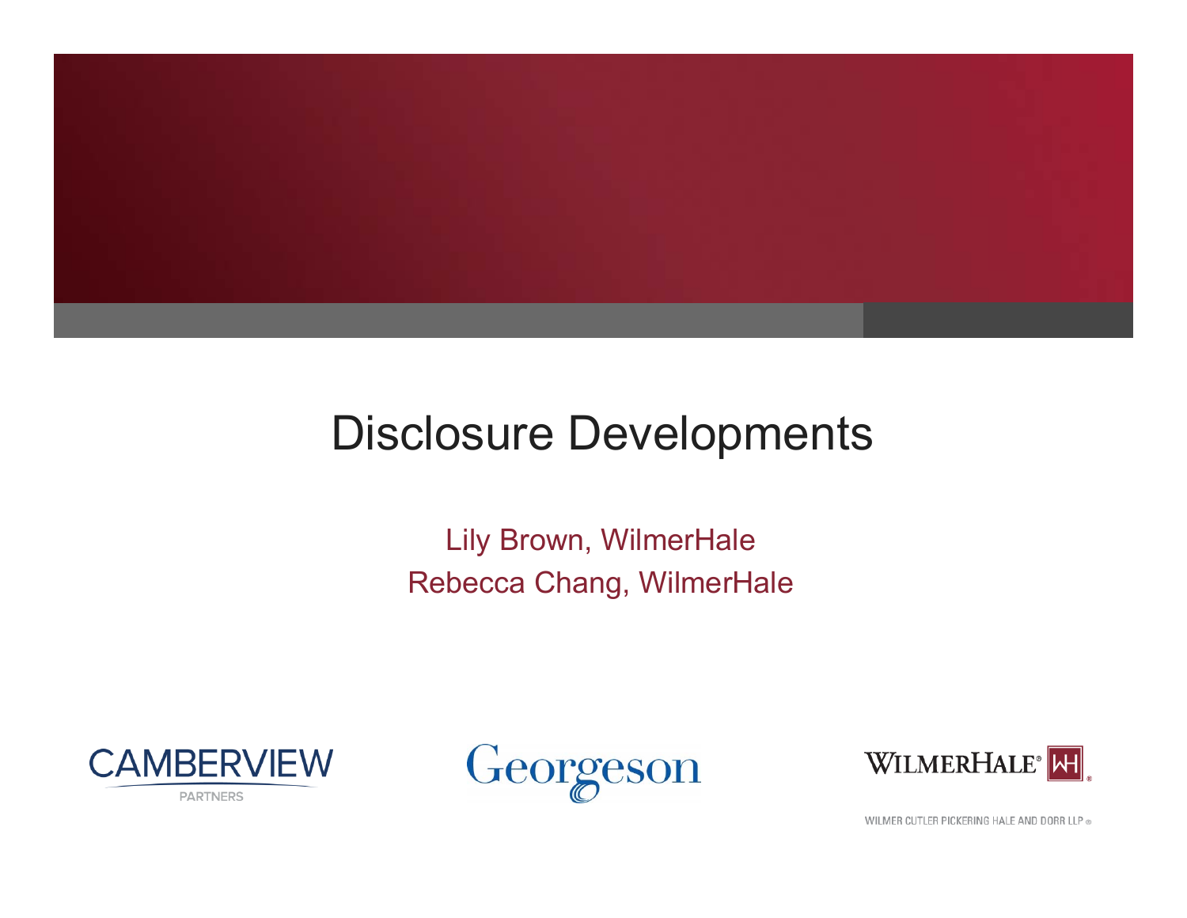# Disclosure Developments

Lily Brown, WilmerHale

Rebecca Chang, WilmerHale

CAMBERVIEW PARTNERS

Georgeson

WILMERHALE

WILMER CUTLER PICKERING HALE AND DORR LLP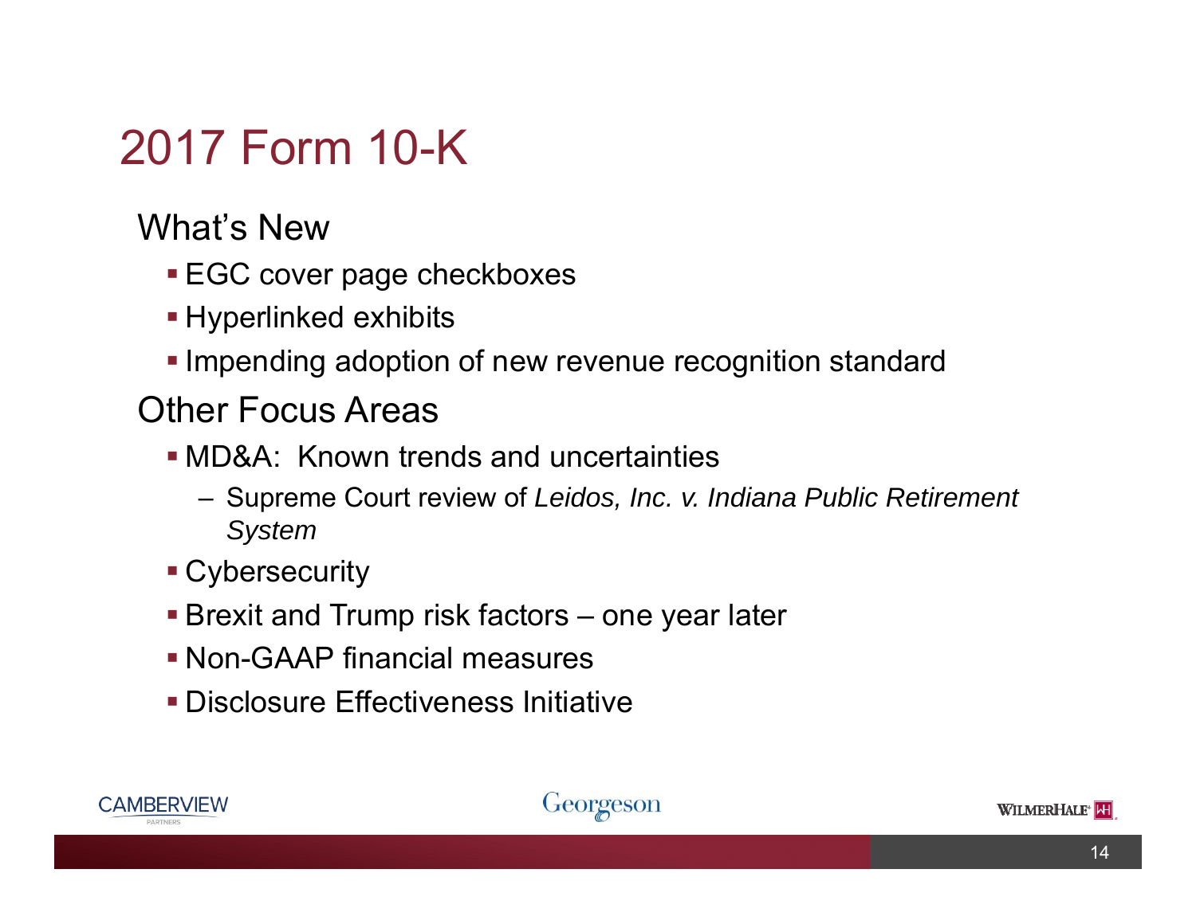# 2017 Form 10-K

## What's New

- EGC cover page checkboxes
- Hyperlinked exhibits
- Impending adoption of new revenue recognition standard

## Other Focus Areas

- MD&A: Known trends and uncertainties
  - Supreme Court review of *Leidos, Inc. v. Indiana Public Retirement System*
- Cybersecurity
- Brexit and Trump risk factors – one year later
- Non-GAAP financial measures
- Disclosure Effectiveness Initiative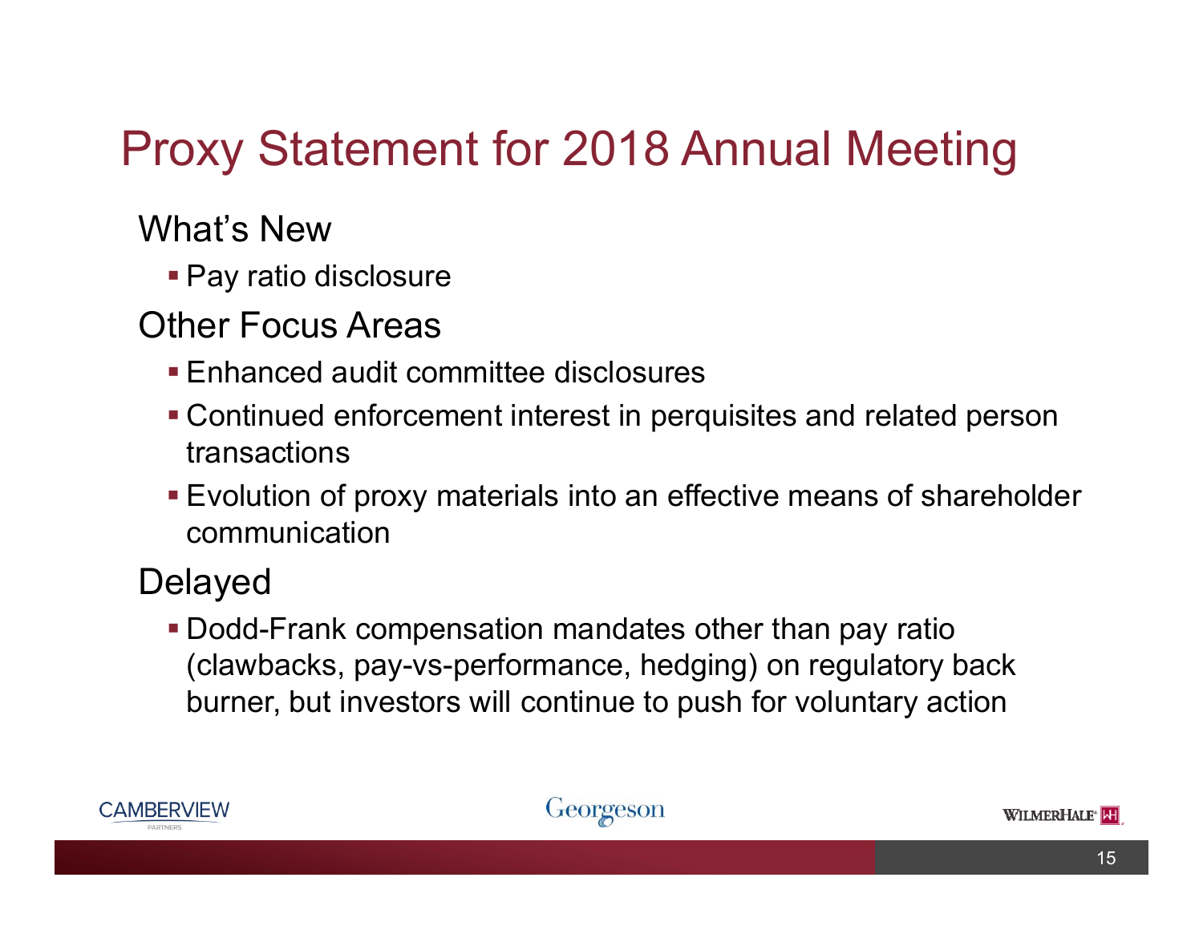# Proxy Statement for 2018 Annual Meeting

## What's New

- Pay ratio disclosure

## Other Focus Areas

- Enhanced audit committee disclosures
- Continued enforcement interest in perquisites and related person transactions
- Evolution of proxy materials into an effective means of shareholder communication

## Delayed

- Dodd-Frank compensation mandates other than pay ratio (clawbacks, pay-vs-performance, hedging) on regulatory back burner, but investors will continue to push for voluntary action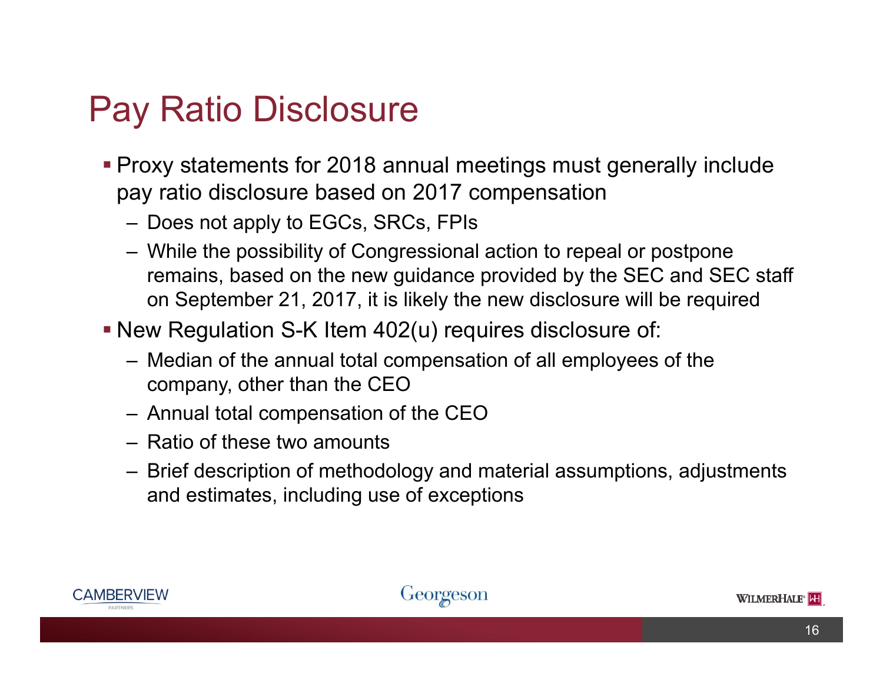# Pay Ratio Disclosure

- Proxy statements for 2018 annual meetings must generally include pay ratio disclosure based on 2017 compensation
  - Does not apply to EGCs, SRCs, FPIs
  - While the possibility of Congressional action to repeal or postpone remains, based on the new guidance provided by the SEC and SEC staff on September 21, 2017, it is likely the new disclosure will be required
- New Regulation S-K Item 402(u) requires disclosure of:
  - Median of the annual total compensation of all employees of the company, other than the CEO
  - Annual total compensation of the CEO
  - Ratio of these two amounts
  - Brief description of methodology and material assumptions, adjustments and estimates, including use of exceptions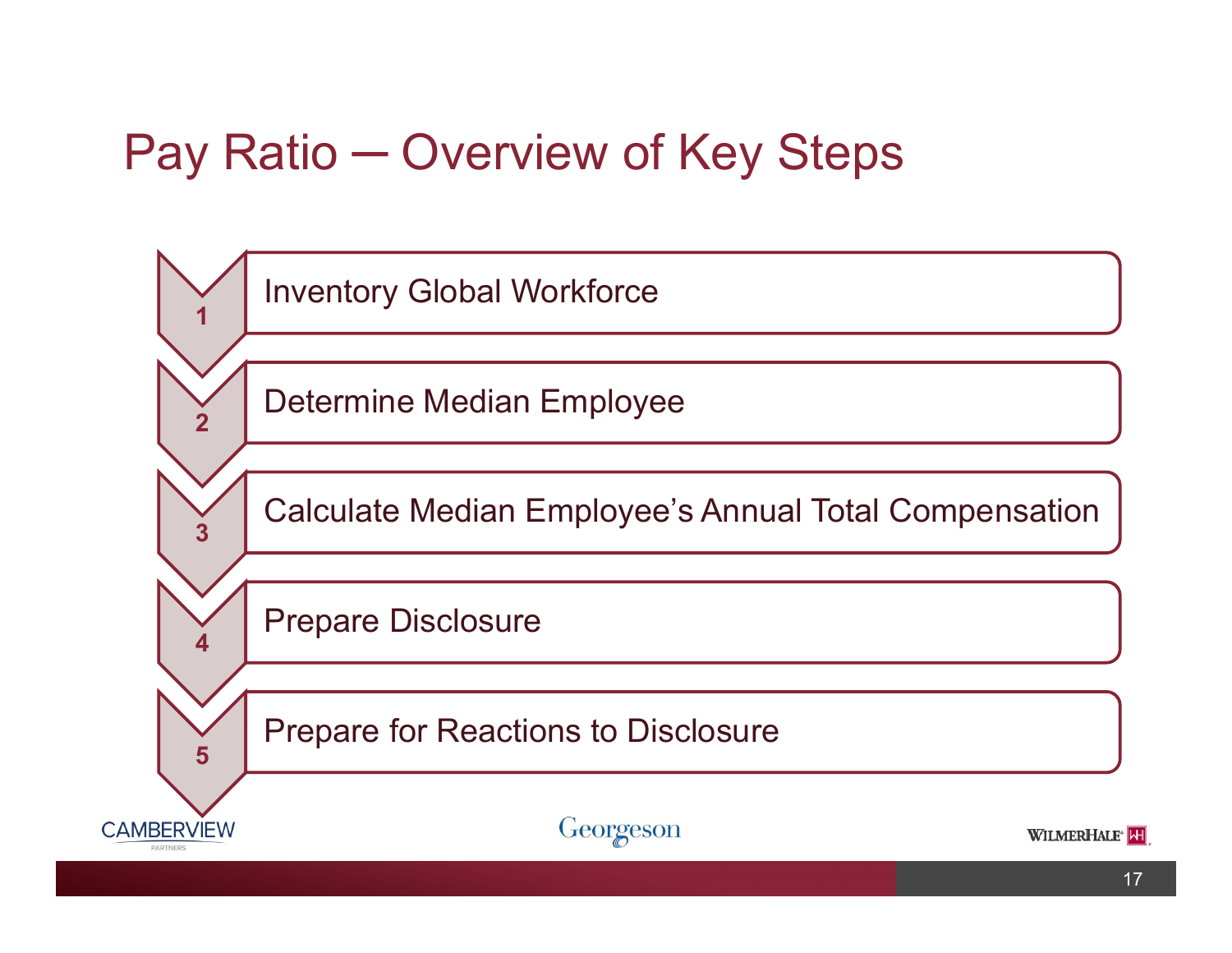# Pay Ratio ─ Overview of Key Steps

1. Inventory Global Workforce
2. Determine Median Employee
3. Calculate Median Employee's Annual Total Compensation
4. Prepare Disclosure
5. Prepare for Reactions to Disclosure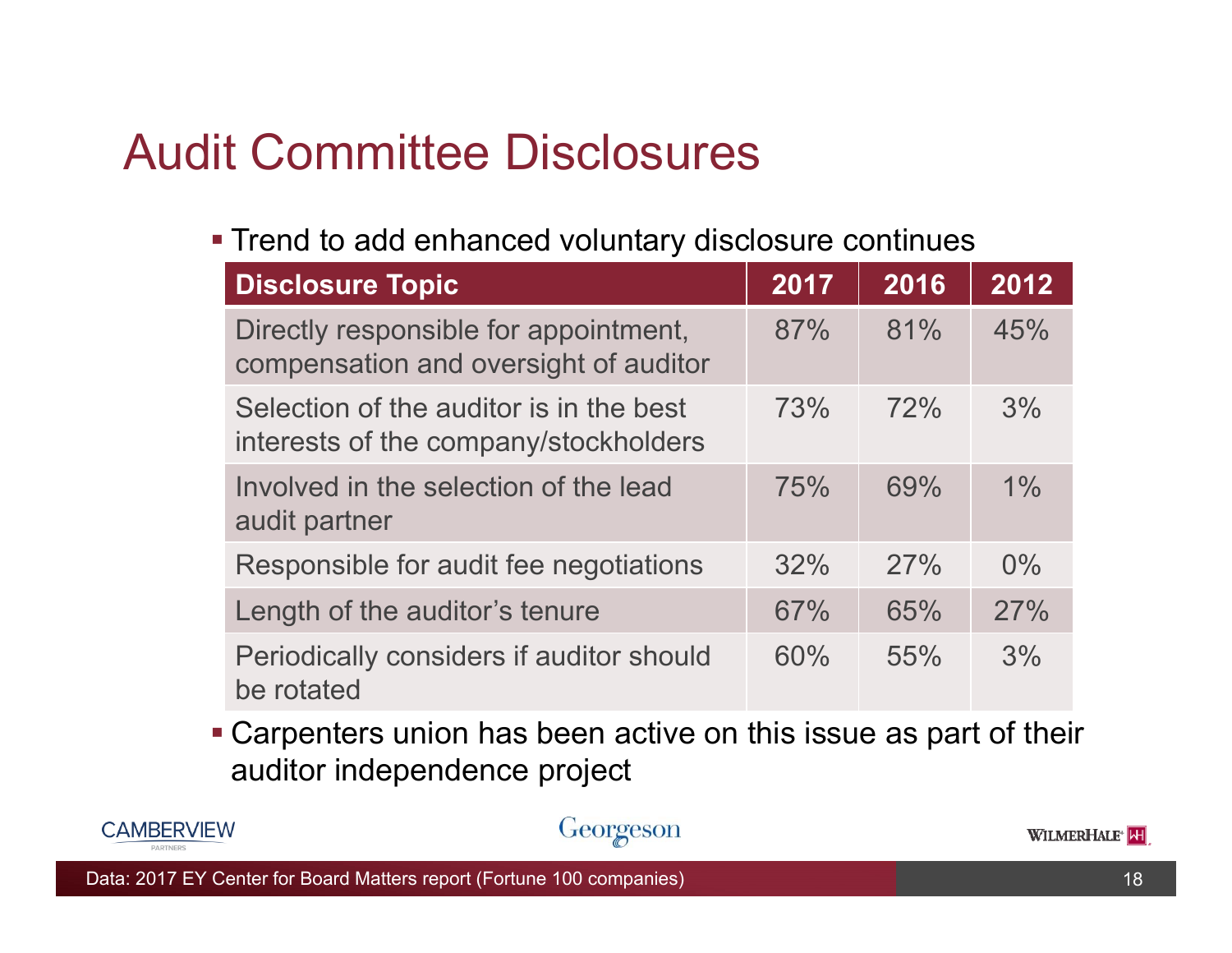# Audit Committee Disclosures

- Trend to add enhanced voluntary disclosure continues

| Disclosure Topic | 2017 | 2016 | 2012 |
|---|---|---|---|
| Directly responsible for appointment, compensation and oversight of auditor | 87% | 81% | 45% |
| Selection of the auditor is in the best interests of the company/stockholders | 73% | 72% | 3% |
| Involved in the selection of the lead audit partner | 75% | 69% | 1% |
| Responsible for audit fee negotiations | 32% | 27% | 0% |
| Length of the auditor's tenure | 67% | 65% | 27% |
| Periodically considers if auditor should be rotated | 60% | 55% | 3% |

- Carpenters union has been active on this issue as part of their auditor independence project

Data: 2017 EY Center for Board Matters report (Fortune 100 companies)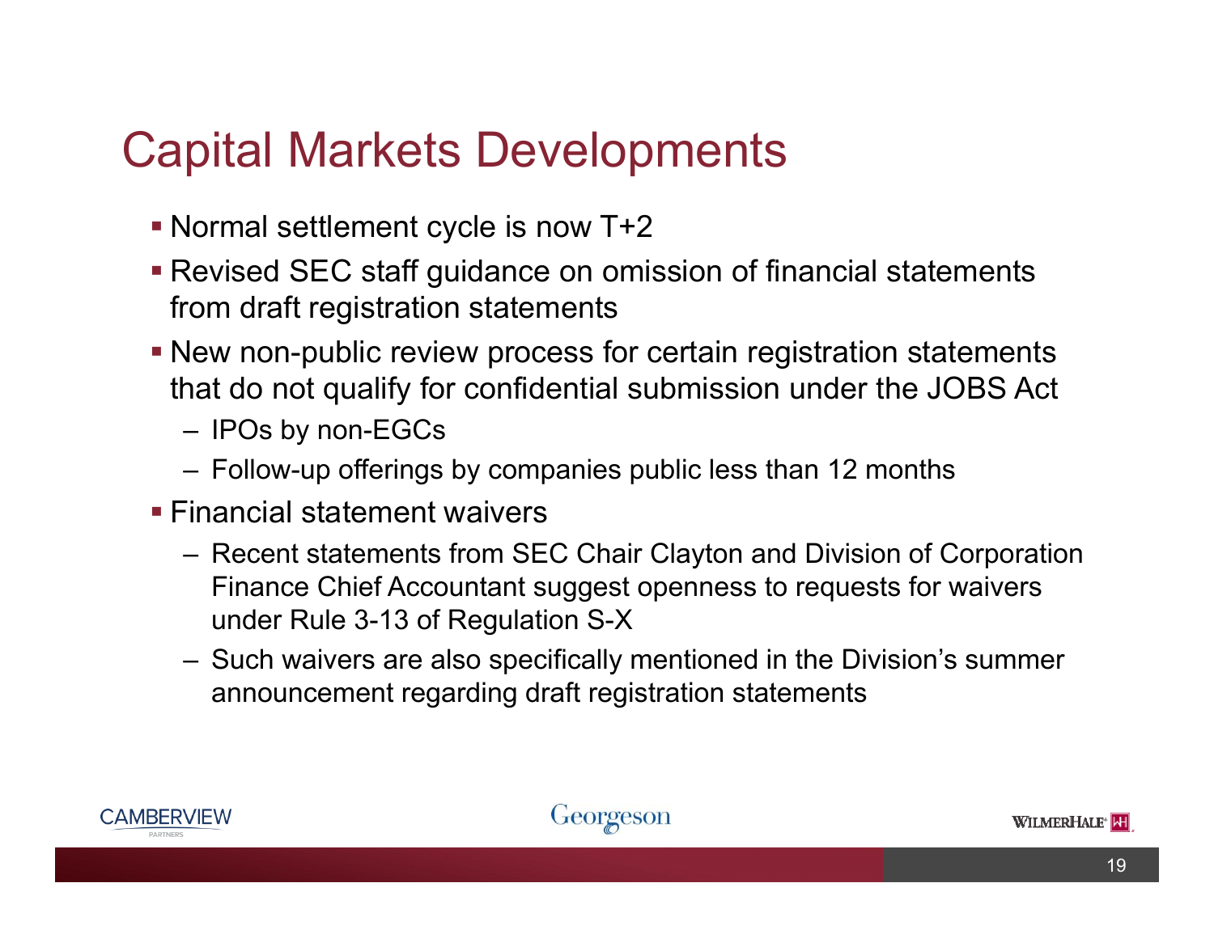# Capital Markets Developments

- Normal settlement cycle is now T+2
- Revised SEC staff guidance on omission of financial statements from draft registration statements
- New non-public review process for certain registration statements that do not qualify for confidential submission under the JOBS Act
  - IPOs by non-EGCs
  - Follow-up offerings by companies public less than 12 months
- Financial statement waivers
  - Recent statements from SEC Chair Clayton and Division of Corporation Finance Chief Accountant suggest openness to requests for waivers under Rule 3-13 of Regulation S-X
  - Such waivers are also specifically mentioned in the Division's summer announcement regarding draft registration statements

CAMBERVIEW PARTNERS | Georgeson | WILMERHALE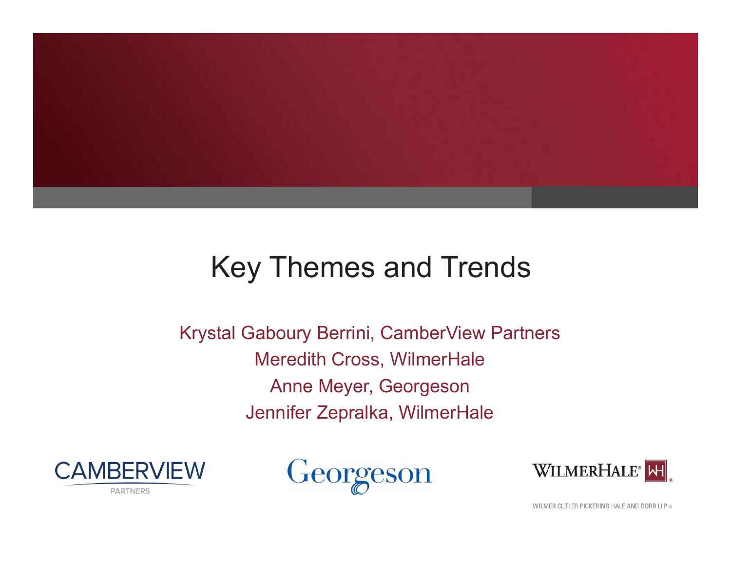# Key Themes and Trends

Krystal Gaboury Berrini, CamberView Partners
Meredith Cross, WilmerHale
Anne Meyer, Georgeson
Jennifer Zepralka, WilmerHale

CAMBERVIEW PARTNERS

Georgeson

WILMERHALE®

WILMER CUTLER PICKERING HALE AND DORR LLP ®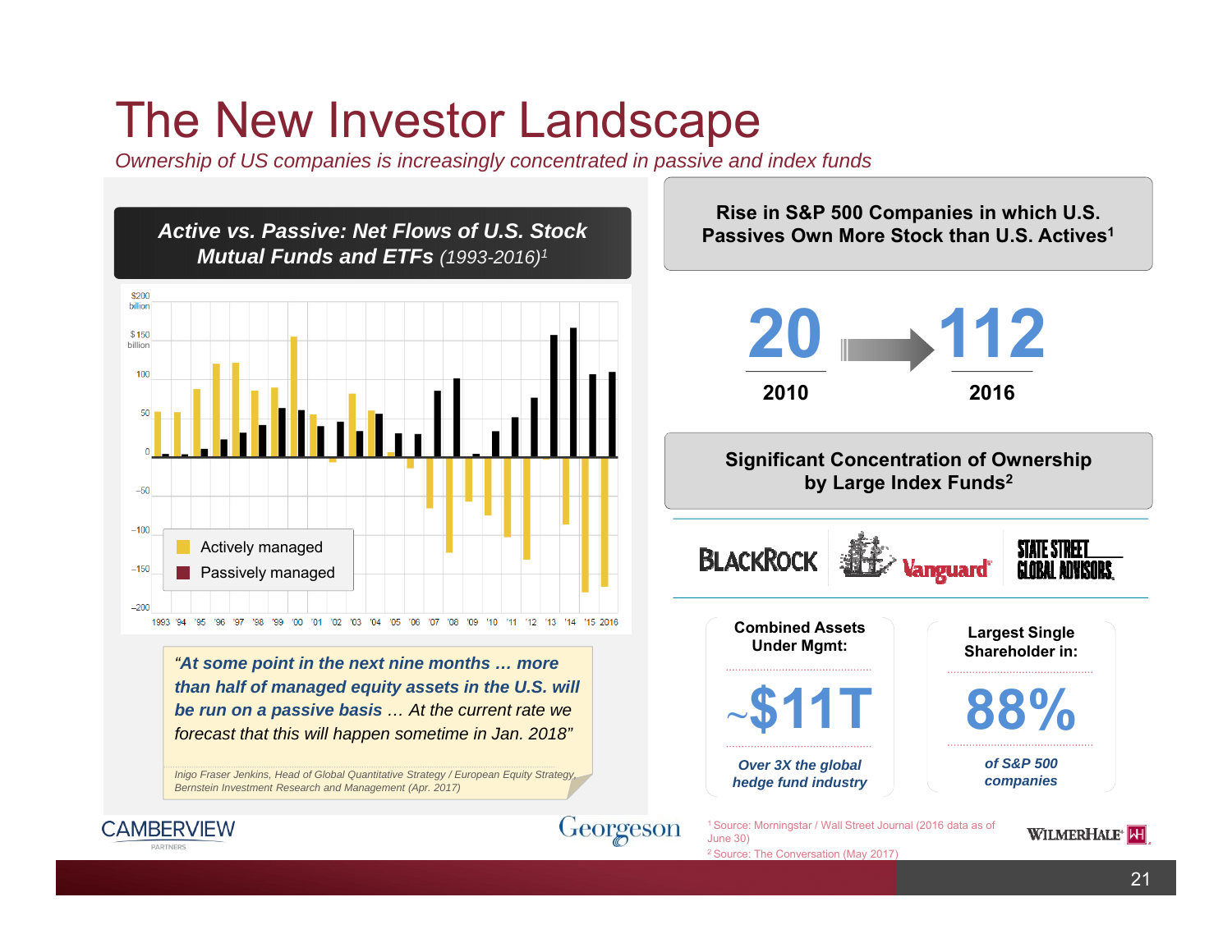# The New Investor Landscape

*Ownership of US companies is increasingly concentrated in passive and index funds*

***Active vs. Passive: Net Flows of U.S. Stock Mutual Funds and ETFs** (1993-2016)*[1]

$200 billion, $150 billion, 100, 50, 0, −50, −100, −150, −200

1993 '94 '95 '96 '97 '98 '99 '00 '01 '02 '03 '04 '05 '06 '07 '08 '09 '10 '11 '12 '13 '14 '15 2016

- Actively managed
- Passively managed

> ***"At some point in the next nine months … more than half of managed equity assets in the U.S. will be run on a passive basis** … At the current rate we forecast that this will happen sometime in Jan. 2018"*
>
> *Inigo Fraser Jenkins, Head of Global Quantitative Strategy / European Equity Strategy, Bernstein Investment Research and Management (Apr. 2017)*

**Rise in S&P 500 Companies in which U.S. Passives Own More Stock than U.S. Actives[1]**

**20** (2010) → **112** (2016)

**Significant Concentration of Ownership by Large Index Funds[2]**

BLACKROCK | Vanguard | STATE STREET GLOBAL ADVISORS

| Combined Assets Under Mgmt: | Largest Single Shareholder in: |
|---|---|
| ~$11T | 88% |
| *Over 3X the global hedge fund industry* | *of S&P 500 companies* |

[1] Source: Morningstar / Wall Street Journal (2016 data as of June 30)

[2] Source: The Conversation (May 2017)

CAMBERVIEW PARTNERS | Georgeson | WILMERHALE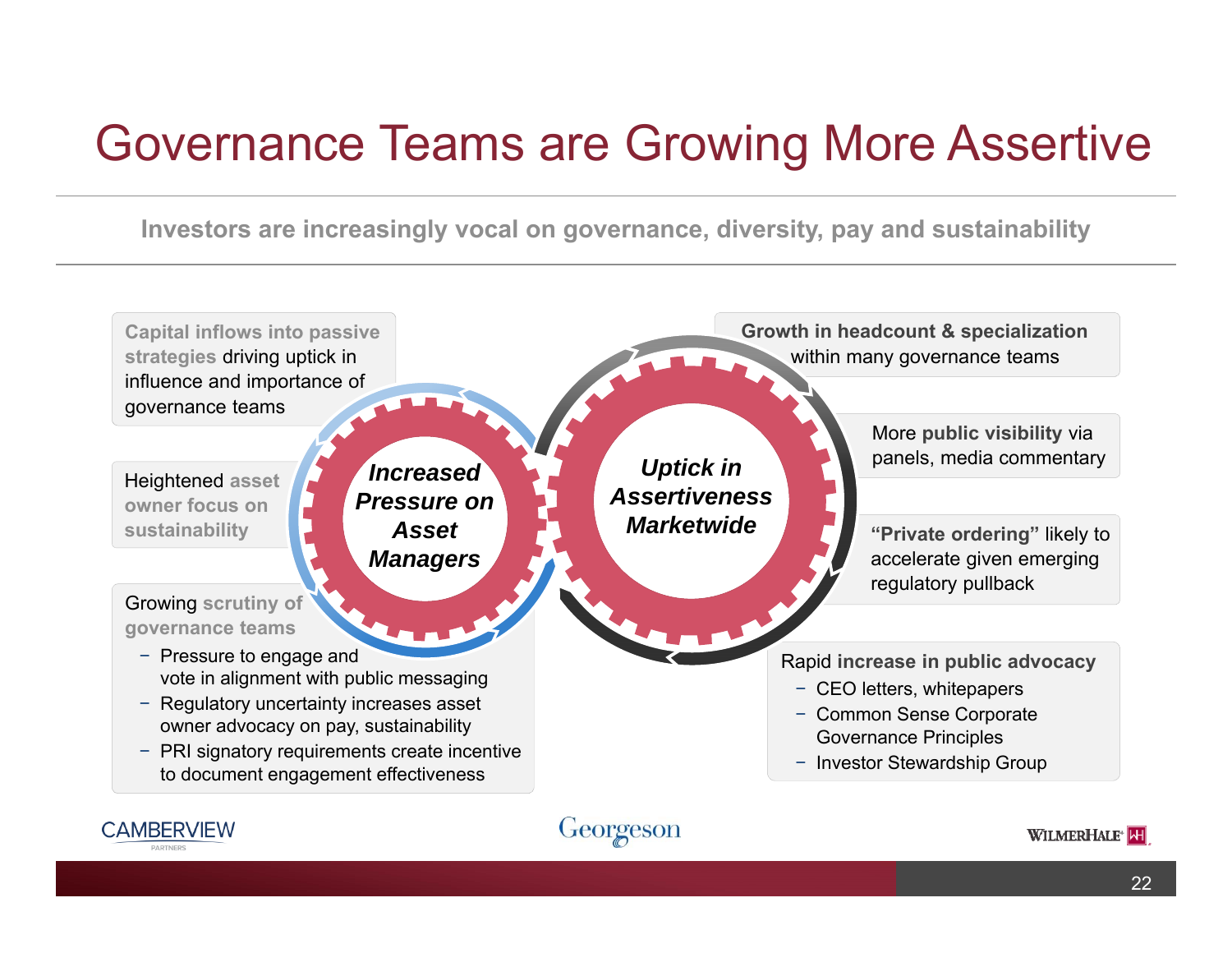# Governance Teams are Growing More Assertive

**Investors are increasingly vocal on governance, diversity, pay and sustainability**

**Capital inflows into passive strategies** driving uptick in influence and importance of governance teams

Heightened **asset owner focus on sustainability**

Growing **scrutiny of governance teams**

- Pressure to engage and vote in alignment with public messaging
- Regulatory uncertainty increases asset owner advocacy on pay, sustainability
- PRI signatory requirements create incentive to document engagement effectiveness

***Increased Pressure on Asset Managers***

***Uptick in Assertiveness Marketwide***

**Growth in headcount & specialization** within many governance teams

More **public visibility** via panels, media commentary

**"Private ordering"** likely to accelerate given emerging regulatory pullback

**Rapid increase in public advocacy**

- CEO letters, whitepapers
- Common Sense Corporate Governance Principles
- Investor Stewardship Group

CAMBERVIEW PARTNERS | Georgeson | WILMERHALE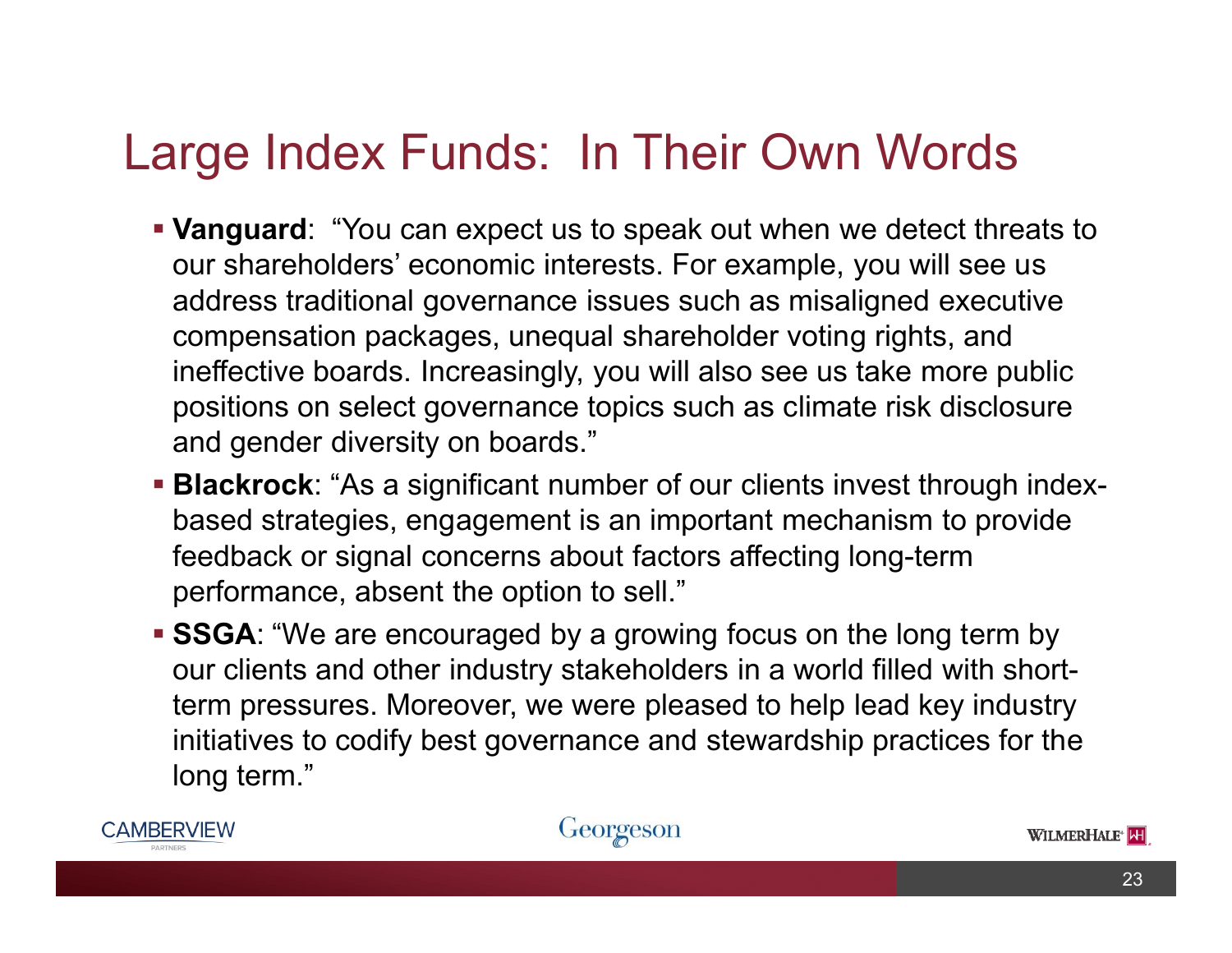# Large Index Funds: In Their Own Words

- **Vanguard**: "You can expect us to speak out when we detect threats to our shareholders' economic interests. For example, you will see us address traditional governance issues such as misaligned executive compensation packages, unequal shareholder voting rights, and ineffective boards. Increasingly, you will also see us take more public positions on select governance topics such as climate risk disclosure and gender diversity on boards."
- **Blackrock**: "As a significant number of our clients invest through index-based strategies, engagement is an important mechanism to provide feedback or signal concerns about factors affecting long-term performance, absent the option to sell."
- **SSGA**: "We are encouraged by a growing focus on the long term by our clients and other industry stakeholders in a world filled with short-term pressures. Moreover, we were pleased to help lead key industry initiatives to codify best governance and stewardship practices for the long term."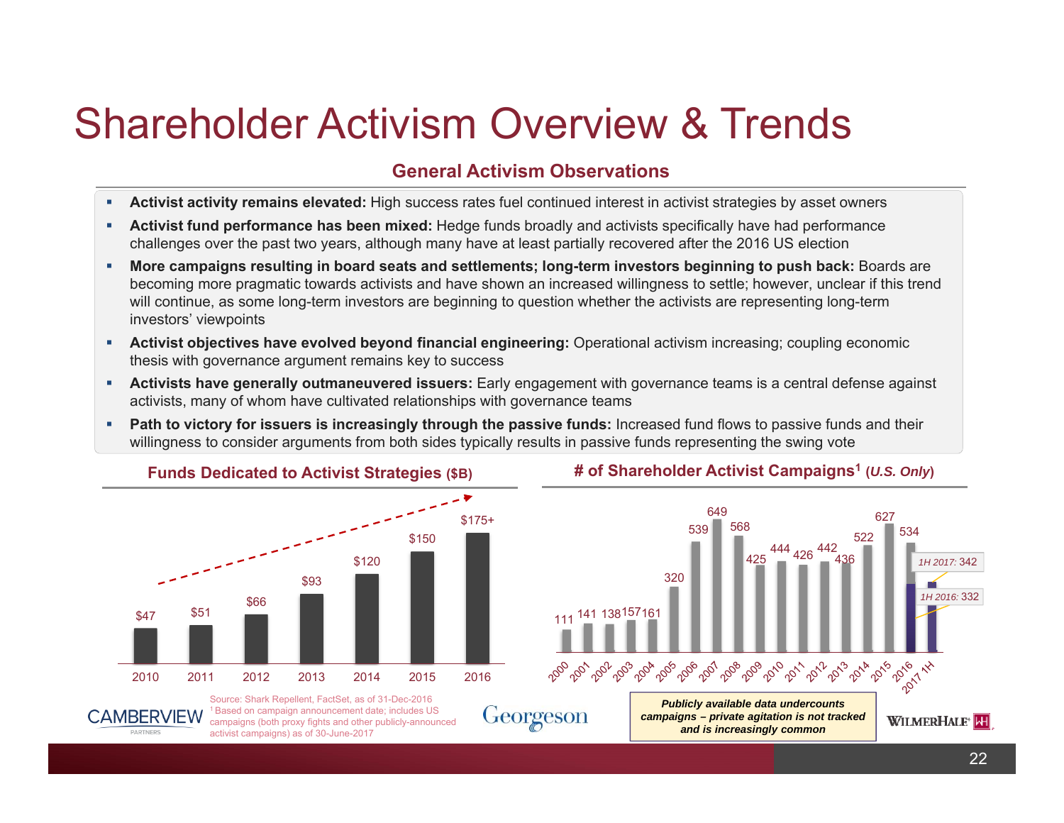# Shareholder Activism Overview & Trends

## General Activism Observations

- **Activist activity remains elevated:** High success rates fuel continued interest in activist strategies by asset owners
- **Activist fund performance has been mixed:** Hedge funds broadly and activists specifically have had performance challenges over the past two years, although many have at least partially recovered after the 2016 US election
- **More campaigns resulting in board seats and settlements; long-term investors beginning to push back:** Boards are becoming more pragmatic towards activists and have shown an increased willingness to settle; however, unclear if this trend will continue, as some long-term investors are beginning to question whether the activists are representing long-term investors' viewpoints
- **Activist objectives have evolved beyond financial engineering:** Operational activism increasing; coupling economic thesis with governance argument remains key to success
- **Activists have generally outmaneuvered issuers:** Early engagement with governance teams is a central defense against activists, many of whom have cultivated relationships with governance teams
- **Path to victory for issuers is increasingly through the passive funds:** Increased fund flows to passive funds and their willingness to consider arguments from both sides typically results in passive funds representing the swing vote

### Funds Dedicated to Activist Strategies ($B)

| Year | Funds ($B) |
|---|---|
| 2010 | $47 |
| 2011 | $51 |
| 2012 | $66 |
| 2013 | $93 |
| 2014 | $120 |
| 2015 | $150 |
| 2016 | $175+ |

### # of Shareholder Activist Campaigns[1] (*U.S. Only*)

| Year | Campaigns |
|---|---|
| 2000 | 111 |
| 2001 | 141 |
| 2002 | 138 |
| 2003 | 157 |
| 2004 | 161 |
| 2005 | 320 |
| 2006 | 539 |
| 2007 | 649 |
| 2008 | 568 |
| 2009 | 425 |
| 2010 | 444 |
| 2011 | 426 |
| 2012 | 442 |
| 2013 | 436 |
| 2014 | 522 |
| 2015 | 627 |
| 2016 | 534 (*1H 2016:* 332) |
| 2017 1H | *1H 2017:* 342 |

***Publicly available data undercounts campaigns – private agitation is not tracked and is increasingly common***

Source: Shark Repellent, FactSet, as of 31-Dec-2016
[1] Based on campaign announcement date; includes US campaigns (both proxy fights and other publicly-announced activist campaigns) as of 30-June-2017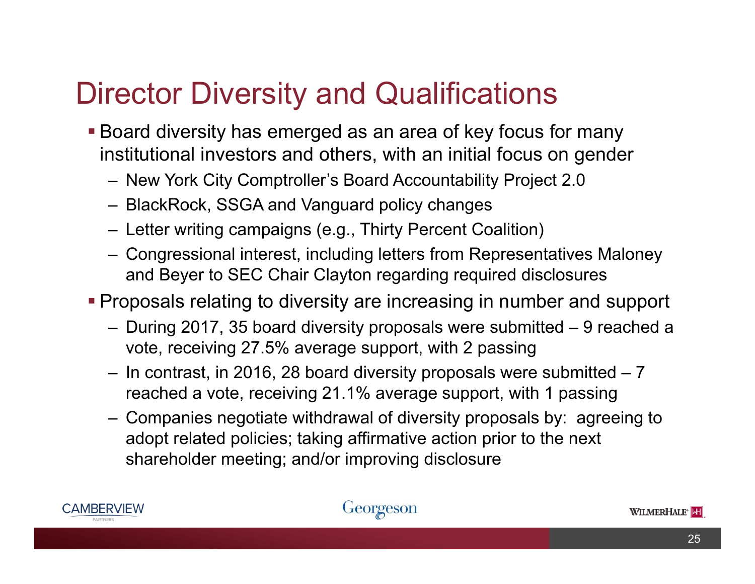# Director Diversity and Qualifications

- Board diversity has emerged as an area of key focus for many institutional investors and others, with an initial focus on gender
  - New York City Comptroller's Board Accountability Project 2.0
  - BlackRock, SSGA and Vanguard policy changes
  - Letter writing campaigns (e.g., Thirty Percent Coalition)
  - Congressional interest, including letters from Representatives Maloney and Beyer to SEC Chair Clayton regarding required disclosures
- Proposals relating to diversity are increasing in number and support
  - During 2017, 35 board diversity proposals were submitted – 9 reached a vote, receiving 27.5% average support, with 2 passing
  - In contrast, in 2016, 28 board diversity proposals were submitted – 7 reached a vote, receiving 21.1% average support, with 1 passing
  - Companies negotiate withdrawal of diversity proposals by: agreeing to adopt related policies; taking affirmative action prior to the next shareholder meeting; and/or improving disclosure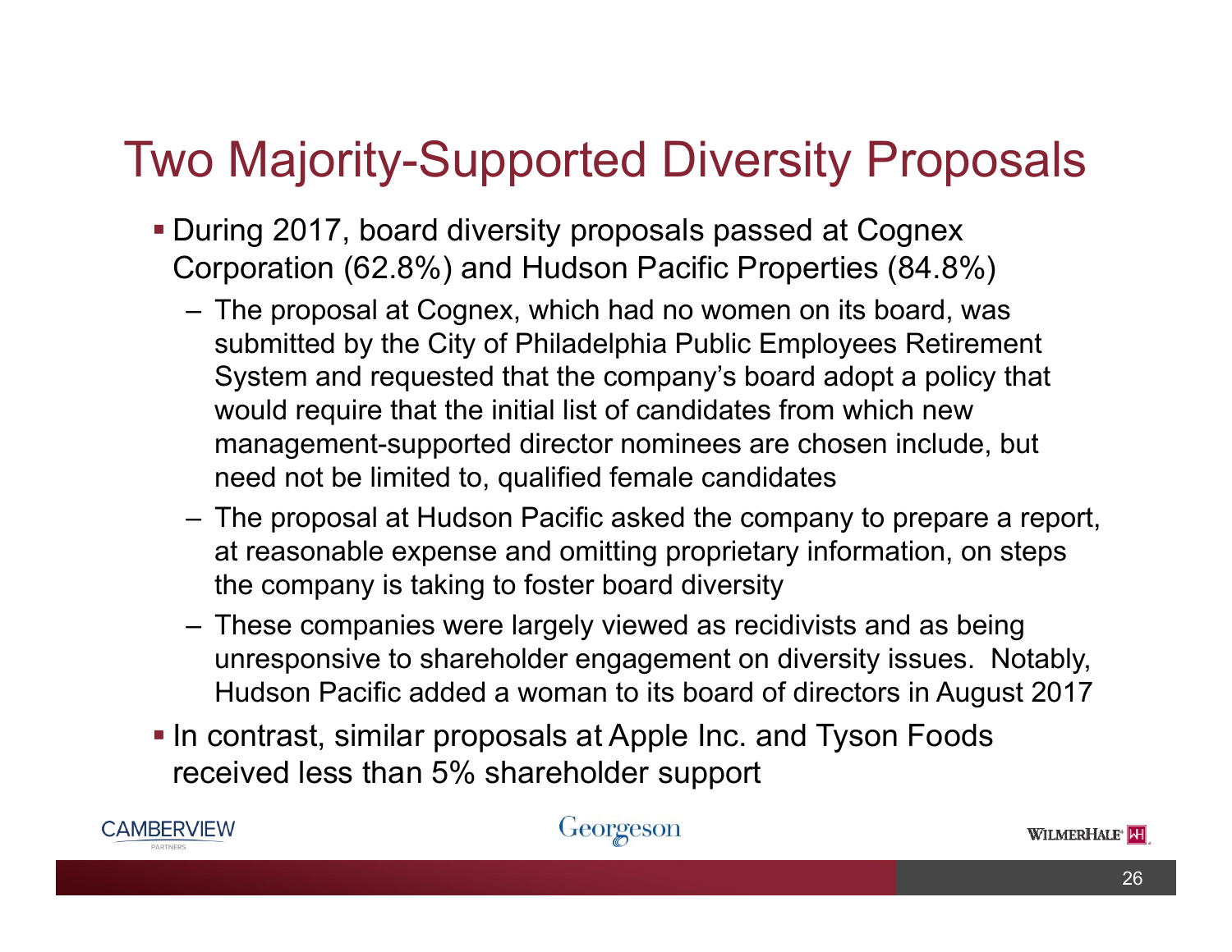# Two Majority-Supported Diversity Proposals

- During 2017, board diversity proposals passed at Cognex Corporation (62.8%) and Hudson Pacific Properties (84.8%)
  - The proposal at Cognex, which had no women on its board, was submitted by the City of Philadelphia Public Employees Retirement System and requested that the company's board adopt a policy that would require that the initial list of candidates from which new management-supported director nominees are chosen include, but need not be limited to, qualified female candidates
  - The proposal at Hudson Pacific asked the company to prepare a report, at reasonable expense and omitting proprietary information, on steps the company is taking to foster board diversity
  - These companies were largely viewed as recidivists and as being unresponsive to shareholder engagement on diversity issues. Notably, Hudson Pacific added a woman to its board of directors in August 2017
- In contrast, similar proposals at Apple Inc. and Tyson Foods received less than 5% shareholder support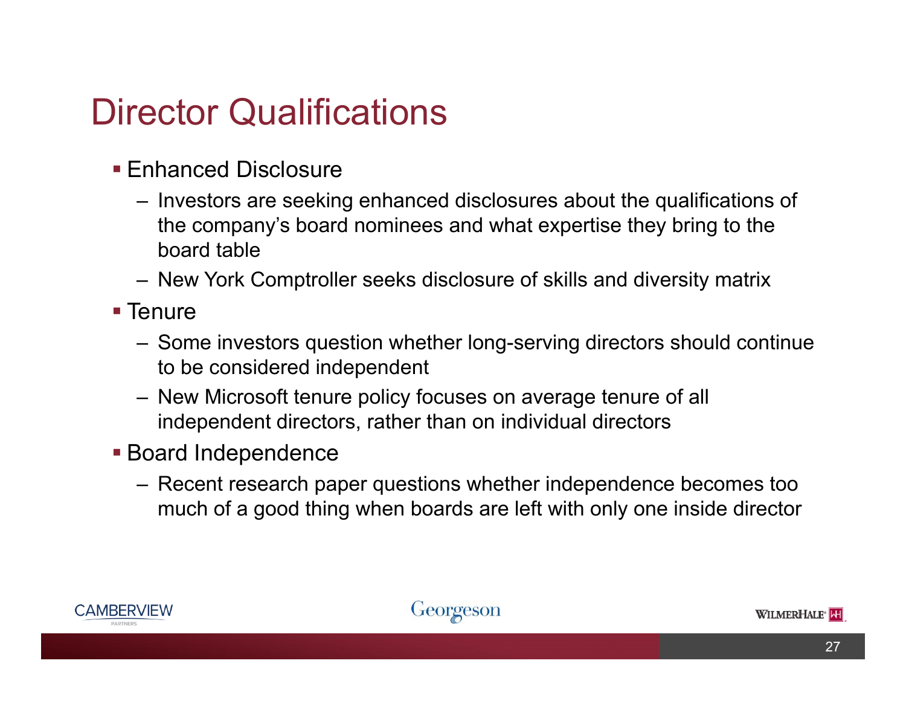# Director Qualifications

- Enhanced Disclosure
  - Investors are seeking enhanced disclosures about the qualifications of the company's board nominees and what expertise they bring to the board table
  - New York Comptroller seeks disclosure of skills and diversity matrix
- Tenure
  - Some investors question whether long-serving directors should continue to be considered independent
  - New Microsoft tenure policy focuses on average tenure of all independent directors, rather than on individual directors
- Board Independence
  - Recent research paper questions whether independence becomes too much of a good thing when boards are left with only one inside director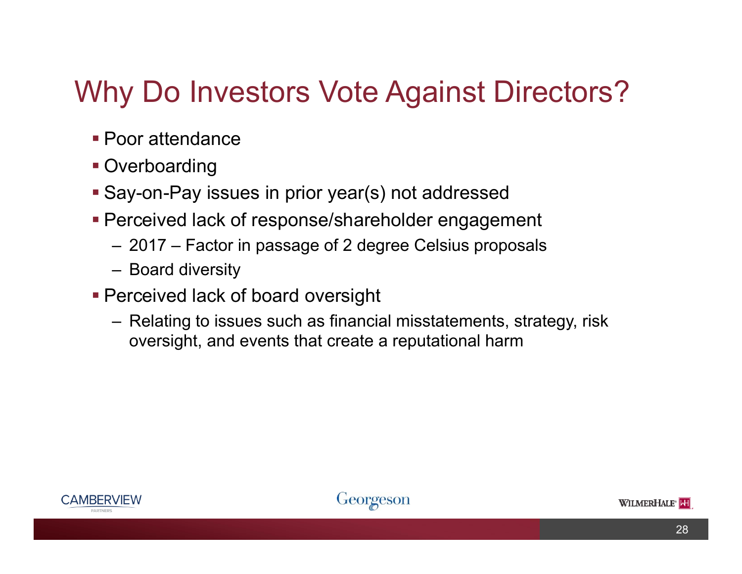# Why Do Investors Vote Against Directors?

- Poor attendance
- Overboarding
- Say-on-Pay issues in prior year(s) not addressed
- Perceived lack of response/shareholder engagement
  - 2017 – Factor in passage of 2 degree Celsius proposals
  - Board diversity
- Perceived lack of board oversight
  - Relating to issues such as financial misstatements, strategy, risk oversight, and events that create a reputational harm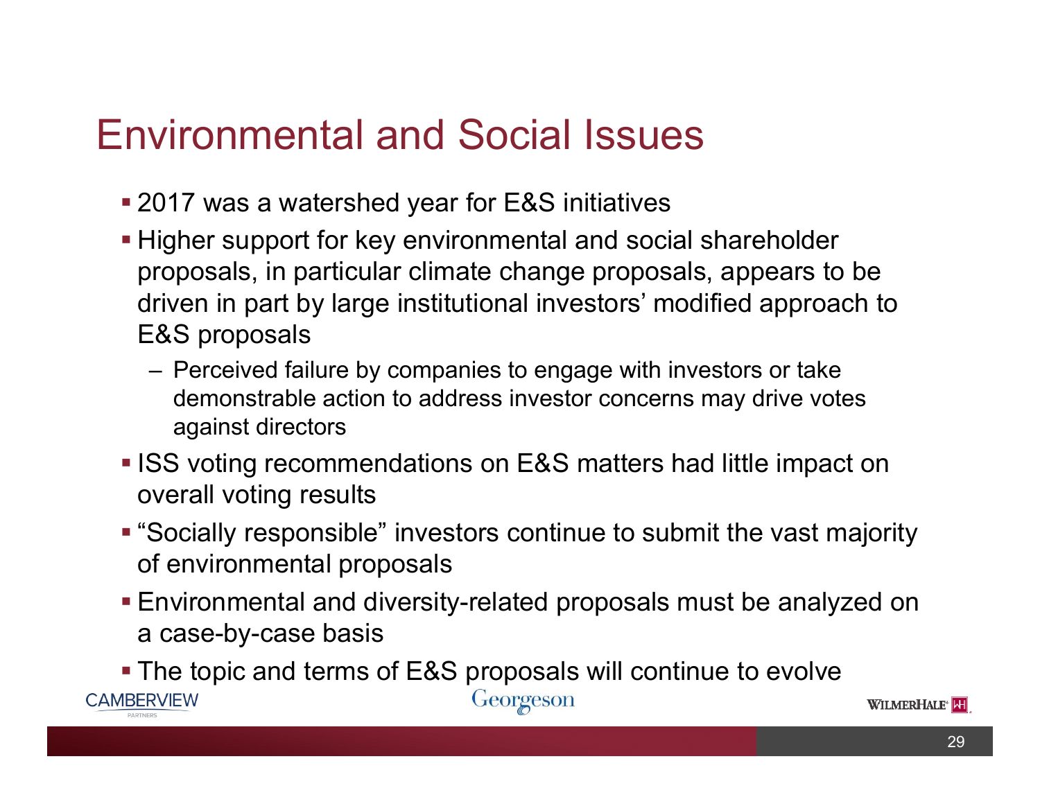# Environmental and Social Issues

- 2017 was a watershed year for E&S initiatives
- Higher support for key environmental and social shareholder proposals, in particular climate change proposals, appears to be driven in part by large institutional investors' modified approach to E&S proposals
  - Perceived failure by companies to engage with investors or take demonstrable action to address investor concerns may drive votes against directors
- ISS voting recommendations on E&S matters had little impact on overall voting results
- "Socially responsible" investors continue to submit the vast majority of environmental proposals
- Environmental and diversity-related proposals must be analyzed on a case-by-case basis
- The topic and terms of E&S proposals will continue to evolve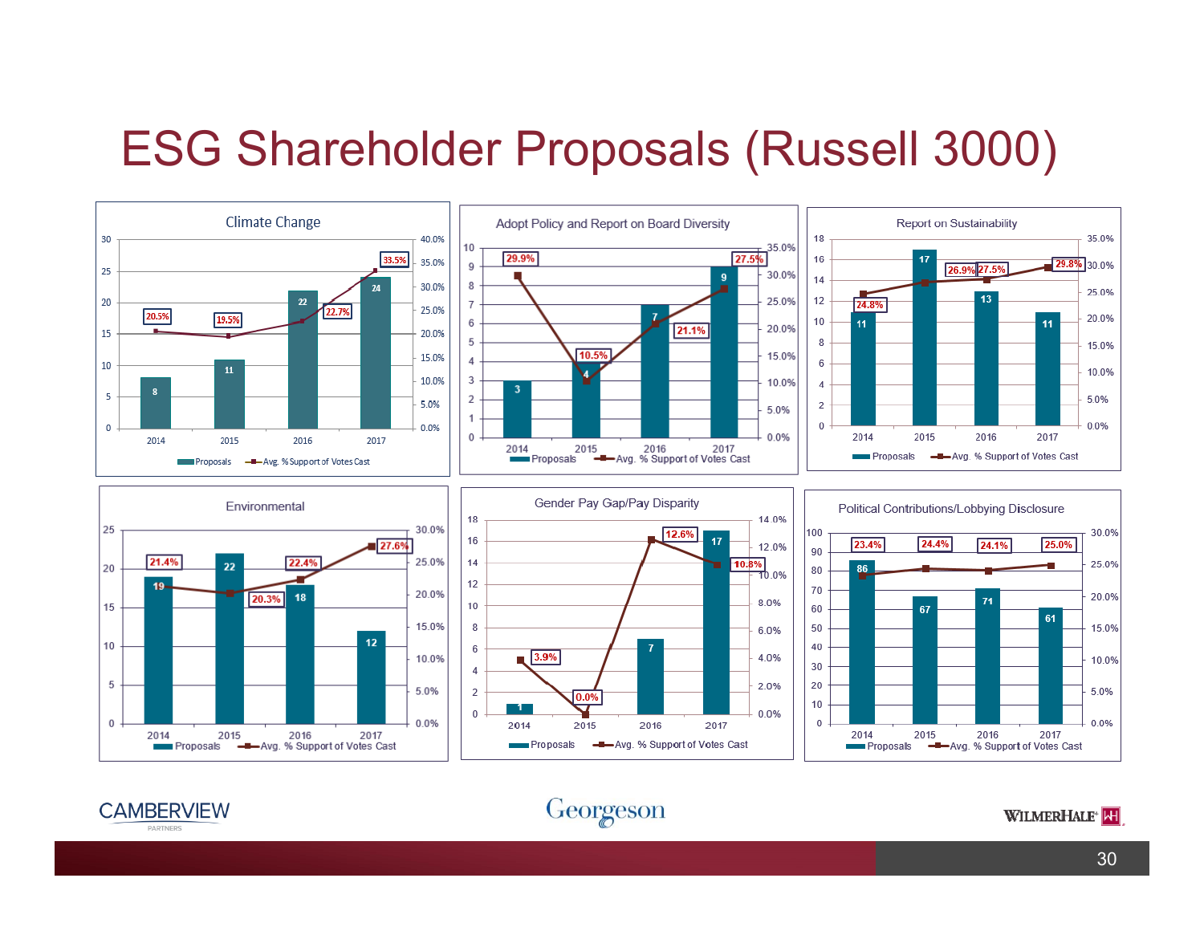# ESG Shareholder Proposals (Russell 3000)

### Climate Change

| Year | Proposals | Avg. % Support of Votes Cast |
|---|---|---|
| 2014 | 8 | 20.5% |
| 2015 | 11 | 19.5% |
| 2016 | 22 | 22.7% |
| 2017 | 24 | 33.5% |

### Adopt Policy and Report on Board Diversity

| Year | Proposals | Avg. % Support of Votes Cast |
|---|---|---|
| 2014 | 3 | 29.9% |
| 2015 | 4 | 10.5% |
| 2016 | 7 | 21.1% |
| 2017 | 9 | 27.5% |

### Report on Sustainability

| Year | Proposals | Avg. % Support of Votes Cast |
|---|---|---|
| 2014 | 11 | 24.8% |
| 2015 | 17 | 26.9% |
| 2016 | 13 | 27.5% |
| 2017 | 11 | 29.8% |

### Environmental

| Year | Proposals | Avg. % Support of Votes Cast |
|---|---|---|
| 2014 | 19 | 21.4% |
| 2015 | 22 | 20.3% |
| 2016 | 18 | 22.4% |
| 2017 | 12 | 27.6% |

### Gender Pay Gap/Pay Disparity

| Year | Proposals | Avg. % Support of Votes Cast |
|---|---|---|
| 2014 | 1 | 3.9% |
| 2015 | | 0.0% |
| 2016 | 7 | 12.6% |
| 2017 | 17 | 10.8% |

### Political Contributions/Lobbying Disclosure

| Year | Proposals | Avg. % Support of Votes Cast |
|---|---|---|
| 2014 | 86 | 23.4% |
| 2015 | 67 | 24.4% |
| 2016 | 71 | 24.1% |
| 2017 | 61 | 25.0% |

CAMBERVIEW PARTNERS | Georgeson | WILMERHALE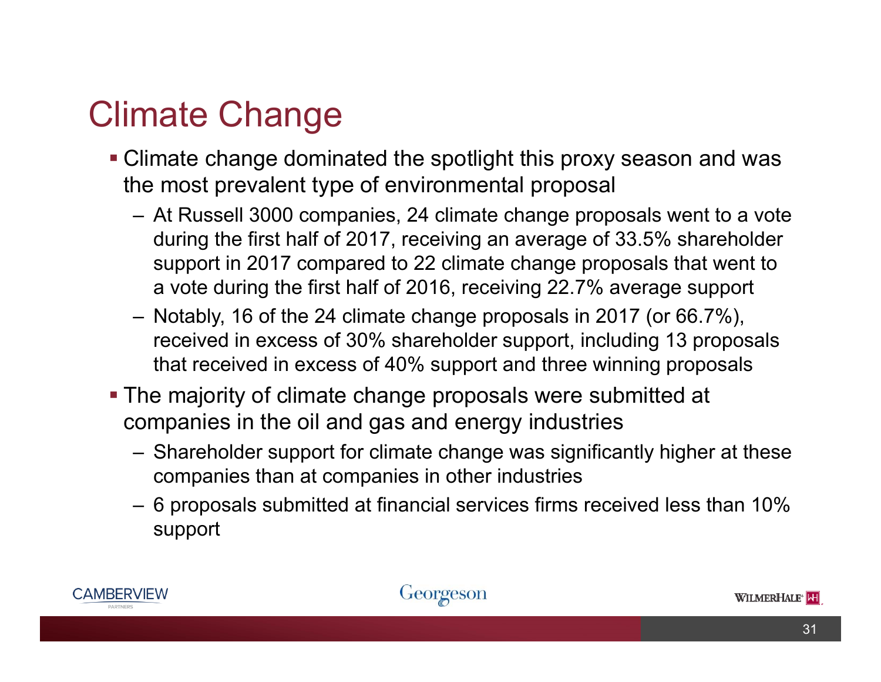# Climate Change

- Climate change dominated the spotlight this proxy season and was the most prevalent type of environmental proposal
  - At Russell 3000 companies, 24 climate change proposals went to a vote during the first half of 2017, receiving an average of 33.5% shareholder support in 2017 compared to 22 climate change proposals that went to a vote during the first half of 2016, receiving 22.7% average support
  - Notably, 16 of the 24 climate change proposals in 2017 (or 66.7%), received in excess of 30% shareholder support, including 13 proposals that received in excess of 40% support and three winning proposals
- The majority of climate change proposals were submitted at companies in the oil and gas and energy industries
  - Shareholder support for climate change was significantly higher at these companies than at companies in other industries
  - 6 proposals submitted at financial services firms received less than 10% support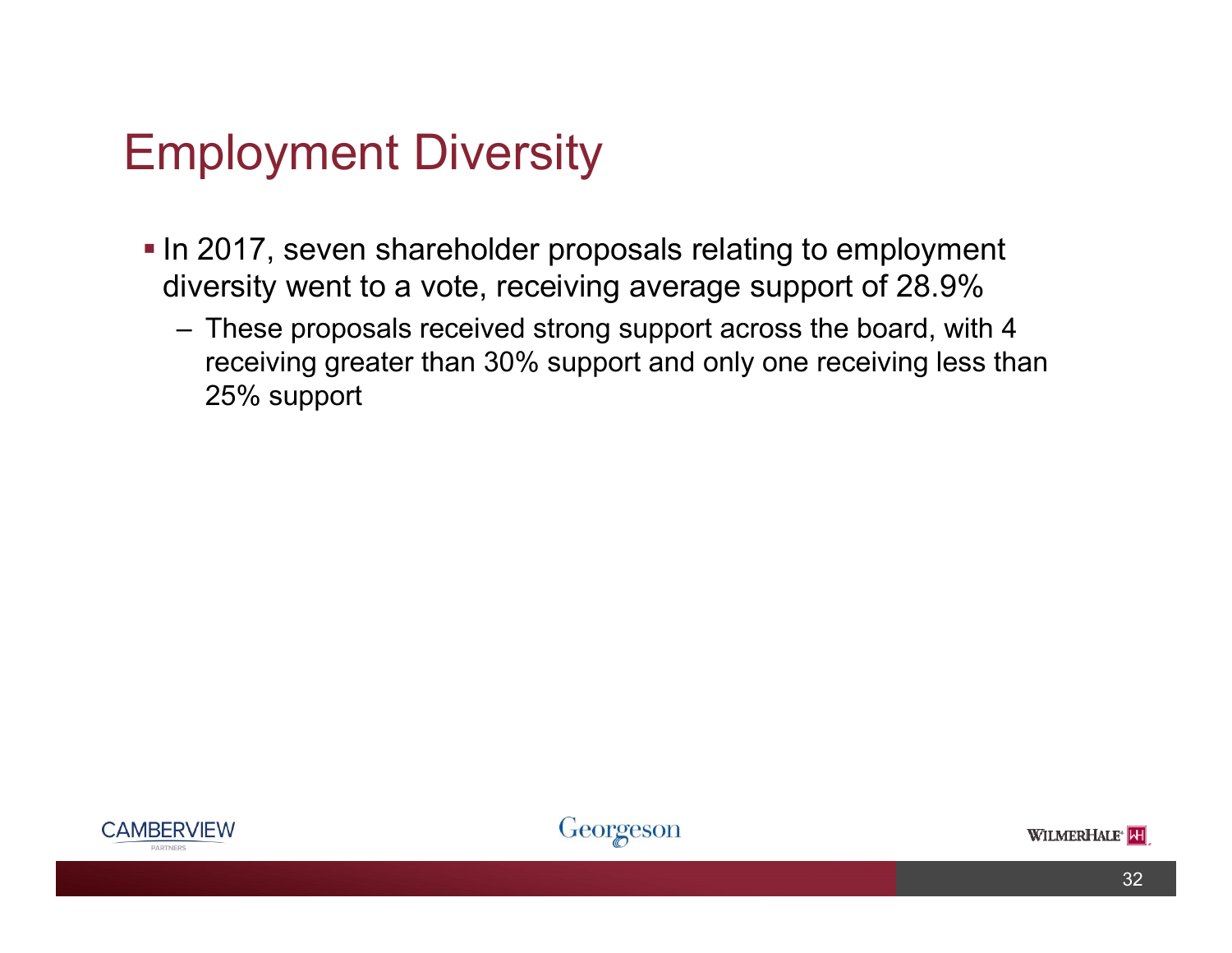# Employment Diversity

- In 2017, seven shareholder proposals relating to employment diversity went to a vote, receiving average support of 28.9%
  - These proposals received strong support across the board, with 4 receiving greater than 30% support and only one receiving less than 25% support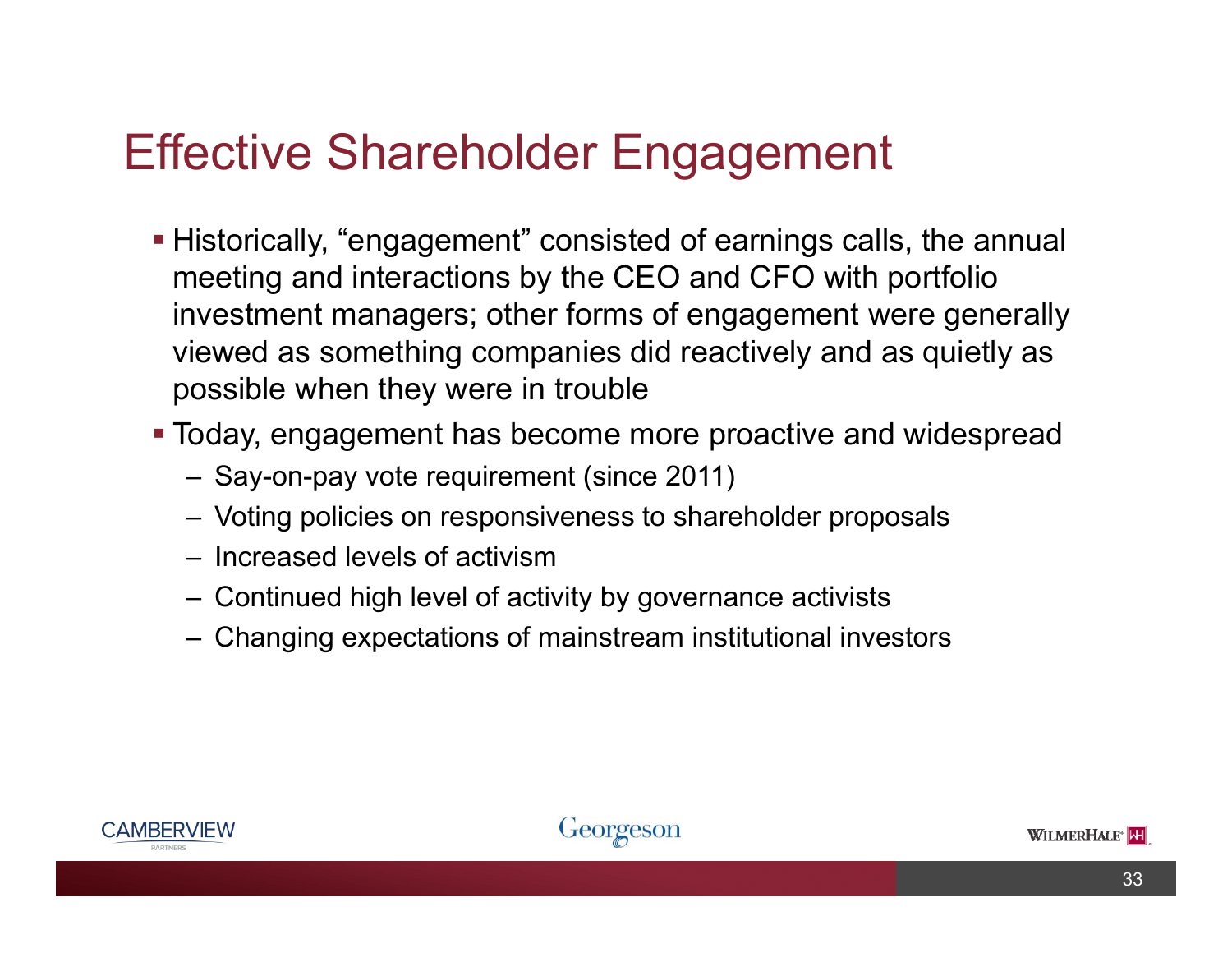# Effective Shareholder Engagement

- Historically, "engagement" consisted of earnings calls, the annual meeting and interactions by the CEO and CFO with portfolio investment managers; other forms of engagement were generally viewed as something companies did reactively and as quietly as possible when they were in trouble
- Today, engagement has become more proactive and widespread
  - Say-on-pay vote requirement (since 2011)
  - Voting policies on responsiveness to shareholder proposals
  - Increased levels of activism
  - Continued high level of activity by governance activists
  - Changing expectations of mainstream institutional investors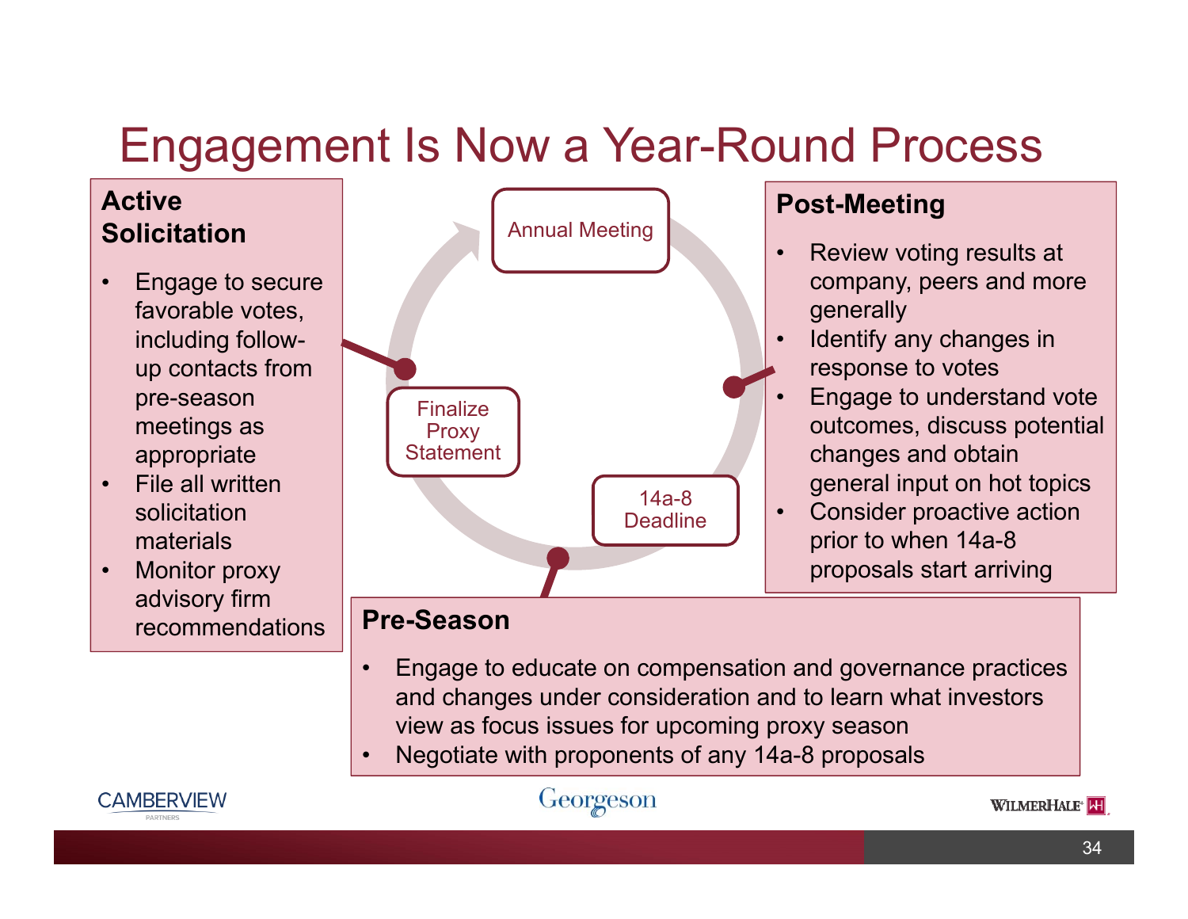# Engagement Is Now a Year-Round Process

Annual Meeting

14a-8 Deadline

Finalize Proxy Statement

### Post-Meeting

- Review voting results at company, peers and more generally
- Identify any changes in response to votes
- Engage to understand vote outcomes, discuss potential changes and obtain general input on hot topics
- Consider proactive action prior to when 14a-8 proposals start arriving

### Pre-Season

- Engage to educate on compensation and governance practices and changes under consideration and to learn what investors view as focus issues for upcoming proxy season
- Negotiate with proponents of any 14a-8 proposals

### Active Solicitation

- Engage to secure favorable votes, including follow-up contacts from pre-season meetings as appropriate
- File all written solicitation materials
- Monitor proxy advisory firm recommendations

CAMBERVIEW PARTNERS

Georgeson

WILMERHALE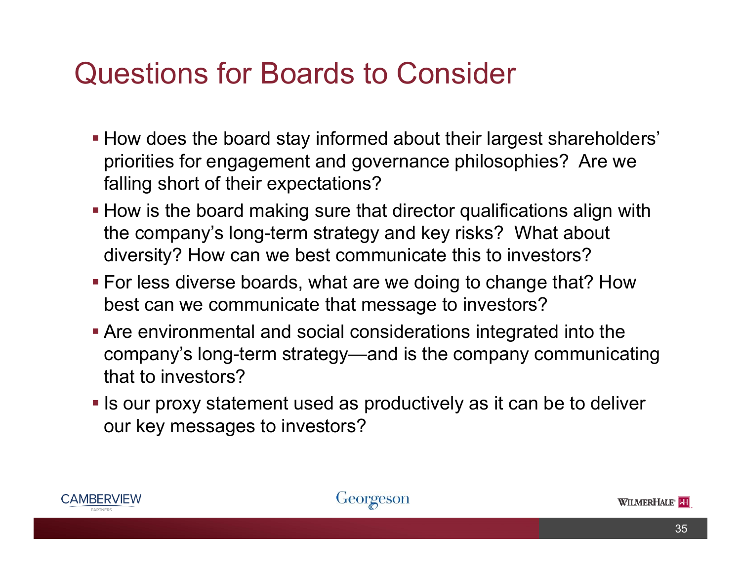# Questions for Boards to Consider

- How does the board stay informed about their largest shareholders' priorities for engagement and governance philosophies? Are we falling short of their expectations?
- How is the board making sure that director qualifications align with the company's long-term strategy and key risks? What about diversity? How can we best communicate this to investors?
- For less diverse boards, what are we doing to change that? How best can we communicate that message to investors?
- Are environmental and social considerations integrated into the company's long-term strategy—and is the company communicating that to investors?
- Is our proxy statement used as productively as it can be to deliver our key messages to investors?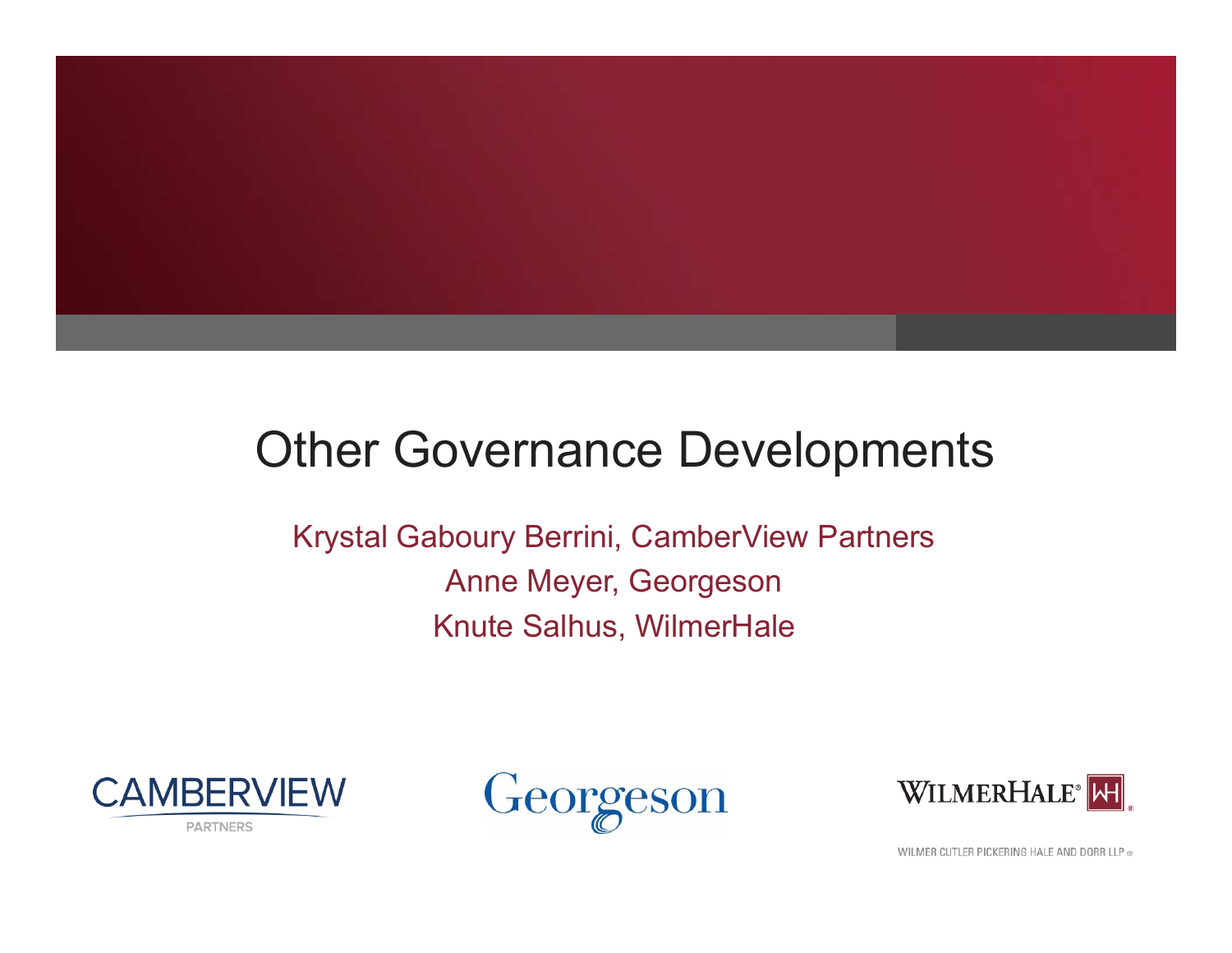# Other Governance Developments

Krystal Gaboury Berrini, CamberView Partners

Anne Meyer, Georgeson

Knute Salhus, WilmerHale

CAMBERVIEW PARTNERS

Georgeson

WILMERHALE

WILMER CUTLER PICKERING HALE AND DORR LLP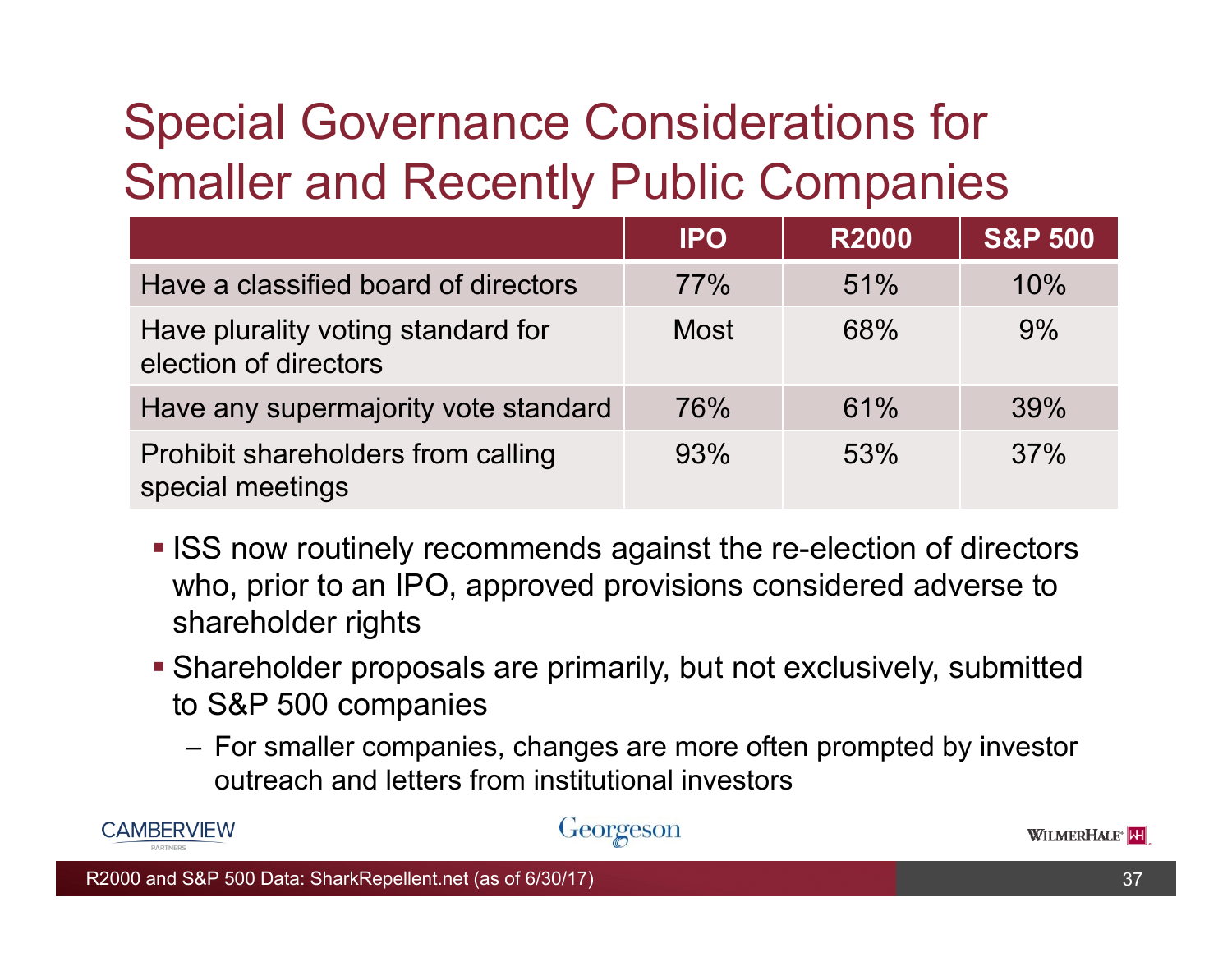# Special Governance Considerations for Smaller and Recently Public Companies

| | IPO | R2000 | S&P 500 |
|---|---|---|---|
| Have a classified board of directors | 77% | 51% | 10% |
| Have plurality voting standard for election of directors | Most | 68% | 9% |
| Have any supermajority vote standard | 76% | 61% | 39% |
| Prohibit shareholders from calling special meetings | 93% | 53% | 37% |

- ISS now routinely recommends against the re-election of directors who, prior to an IPO, approved provisions considered adverse to shareholder rights
- Shareholder proposals are primarily, but not exclusively, submitted to S&P 500 companies
  - For smaller companies, changes are more often prompted by investor outreach and letters from institutional investors

R2000 and S&P 500 Data: SharkRepellent.net (as of 6/30/17)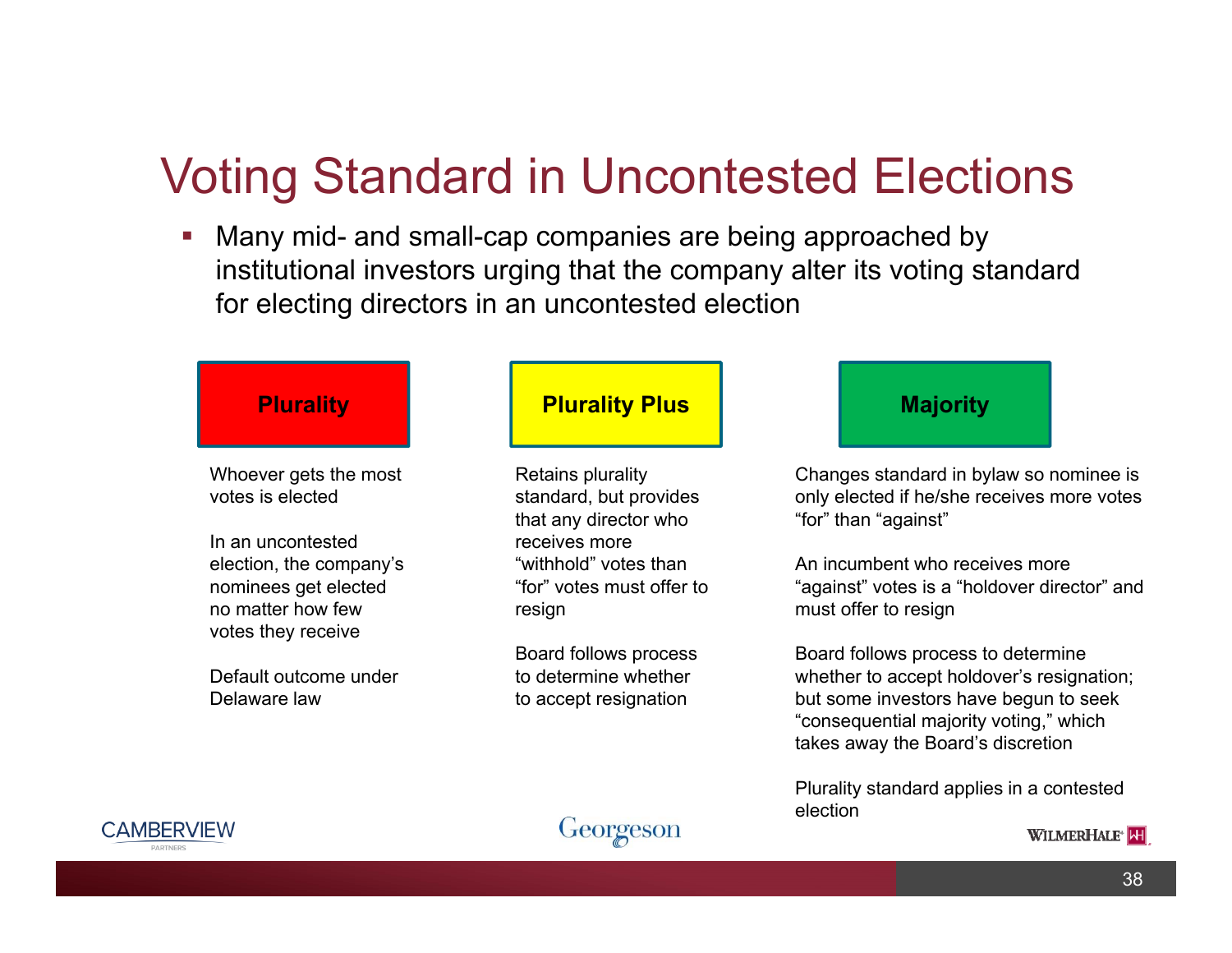# Voting Standard in Uncontested Elections

- Many mid- and small-cap companies are being approached by institutional investors urging that the company alter its voting standard for electing directors in an uncontested election

| Plurality | Plurality Plus | Majority |
|---|---|---|
| Whoever gets the most votes is elected<br><br>In an uncontested election, the company's nominees get elected no matter how few votes they receive<br><br>Default outcome under Delaware law | Retains plurality standard, but provides that any director who receives more "withhold" votes than "for" votes must offer to resign<br><br>Board follows process to determine whether to accept resignation | Changes standard in bylaw so nominee is only elected if he/she receives more votes "for" than "against"<br><br>An incumbent who receives more "against" votes is a "holdover director" and must offer to resign<br><br>Board follows process to determine whether to accept holdover's resignation; but some investors have begun to seek "consequential majority voting," which takes away the Board's discretion<br><br>Plurality standard applies in a contested election |

CAMBERVIEW PARTNERS | Georgeson | WILMERHALE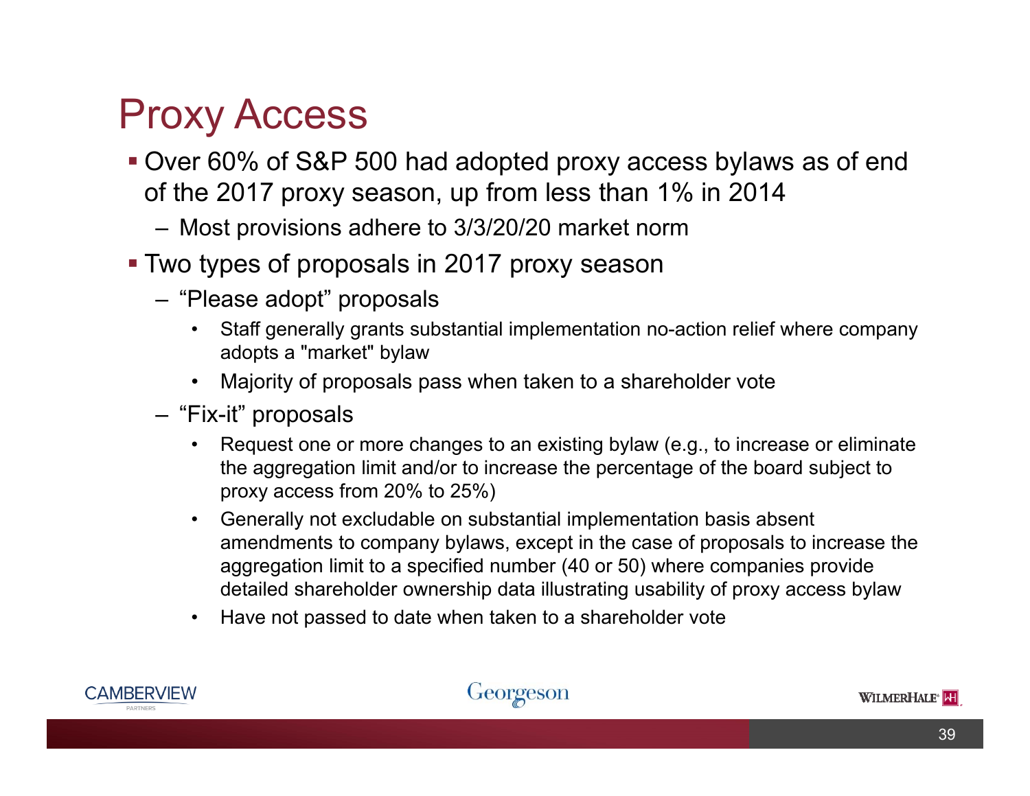# Proxy Access

- Over 60% of S&P 500 had adopted proxy access bylaws as of end of the 2017 proxy season, up from less than 1% in 2014
  - Most provisions adhere to 3/3/20/20 market norm
- Two types of proposals in 2017 proxy season
  - "Please adopt" proposals
    - Staff generally grants substantial implementation no-action relief where company adopts a "market" bylaw
    - Majority of proposals pass when taken to a shareholder vote
  - "Fix-it" proposals
    - Request one or more changes to an existing bylaw (e.g., to increase or eliminate the aggregation limit and/or to increase the percentage of the board subject to proxy access from 20% to 25%)
    - Generally not excludable on substantial implementation basis absent amendments to company bylaws, except in the case of proposals to increase the aggregation limit to a specified number (40 or 50) where companies provide detailed shareholder ownership data illustrating usability of proxy access bylaw
    - Have not passed to date when taken to a shareholder vote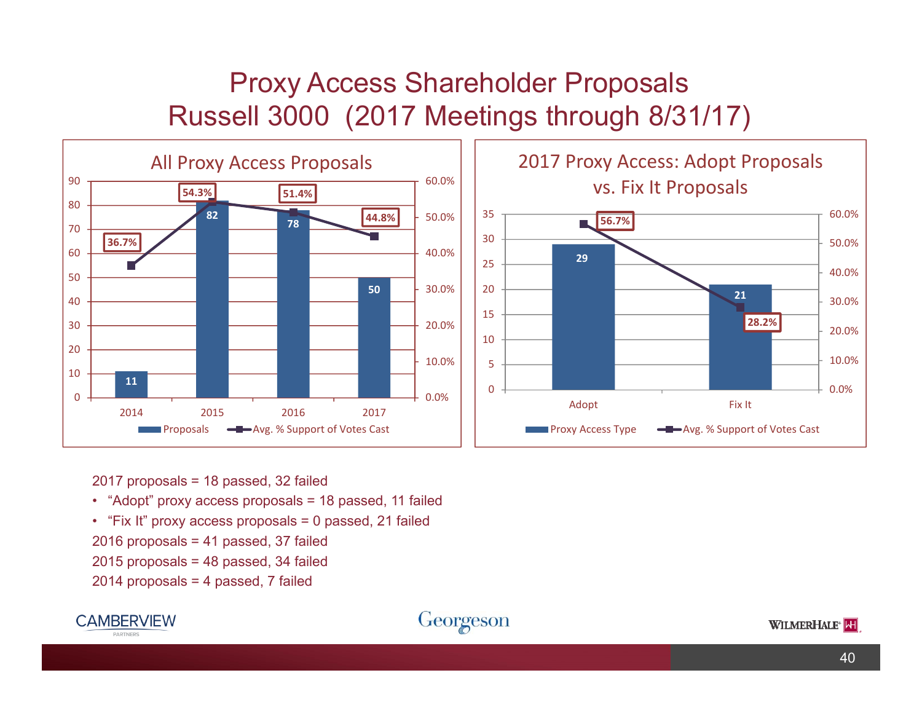# Proxy Access Shareholder Proposals
# Russell 3000 (2017 Meetings through 8/31/17)

## All Proxy Access Proposals

| Year | Proposals | Avg. % Support of Votes Cast |
|---|---|---|
| 2014 | 11 | 36.7% |
| 2015 | 82 | 54.3% |
| 2016 | 78 | 51.4% |
| 2017 | 50 | 44.8% |

## 2017 Proxy Access: Adopt Proposals vs. Fix It Proposals

| Proxy Access Type | Proposals | Avg. % Support of Votes Cast |
|---|---|---|
| Adopt | 29 | 56.7% |
| Fix It | 21 | 28.2% |

2017 proposals = 18 passed, 32 failed

- “Adopt” proxy access proposals = 18 passed, 11 failed
- “Fix It” proxy access proposals = 0 passed, 21 failed

2016 proposals = 41 passed, 37 failed

2015 proposals = 48 passed, 34 failed

2014 proposals = 4 passed, 7 failed

CAMBERVIEW PARTNERS — Georgeson — WILMERHALE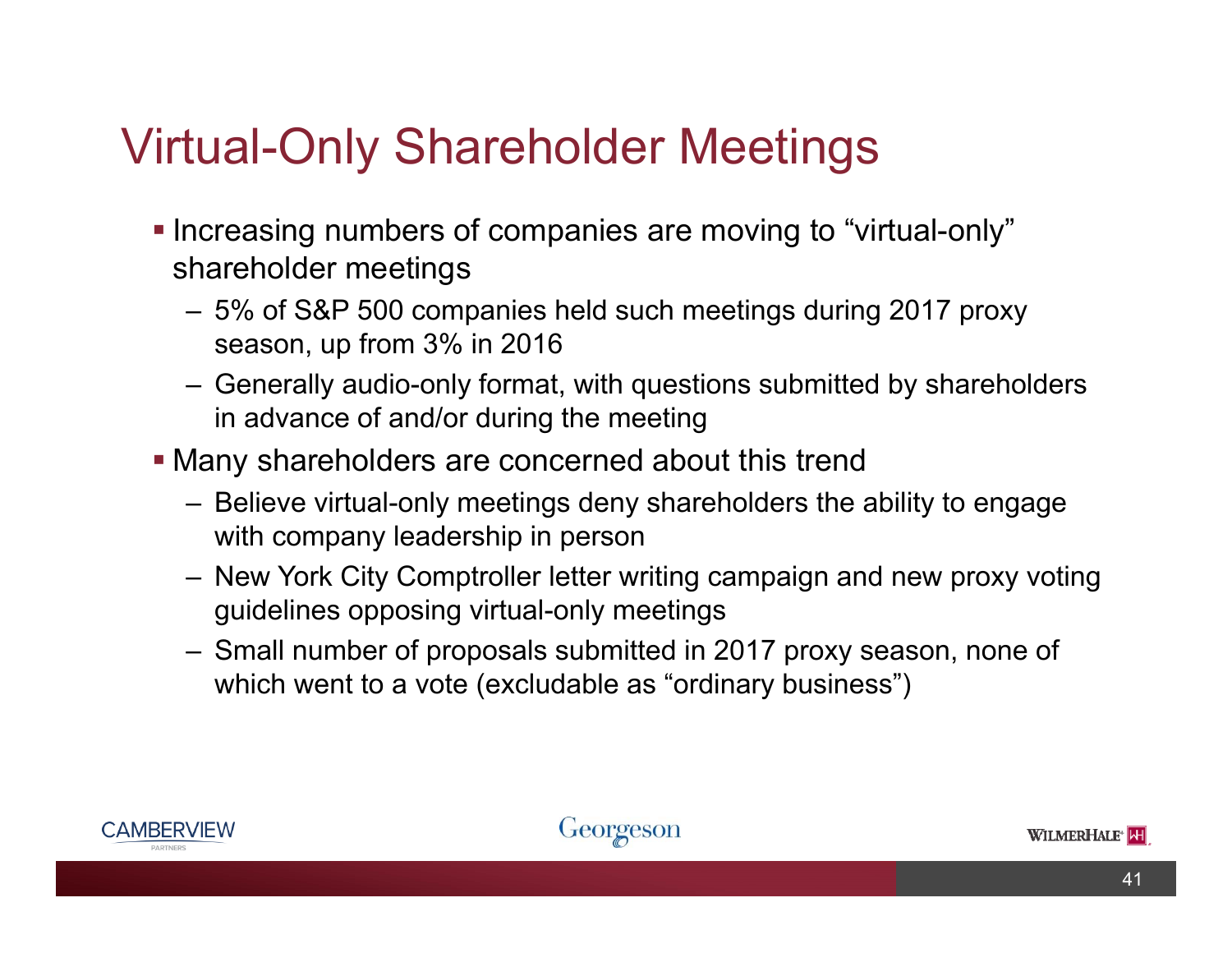# Virtual-Only Shareholder Meetings

- Increasing numbers of companies are moving to "virtual-only" shareholder meetings
  - 5% of S&P 500 companies held such meetings during 2017 proxy season, up from 3% in 2016
  - Generally audio-only format, with questions submitted by shareholders in advance of and/or during the meeting
- Many shareholders are concerned about this trend
  - Believe virtual-only meetings deny shareholders the ability to engage with company leadership in person
  - New York City Comptroller letter writing campaign and new proxy voting guidelines opposing virtual-only meetings
  - Small number of proposals submitted in 2017 proxy season, none of which went to a vote (excludable as "ordinary business")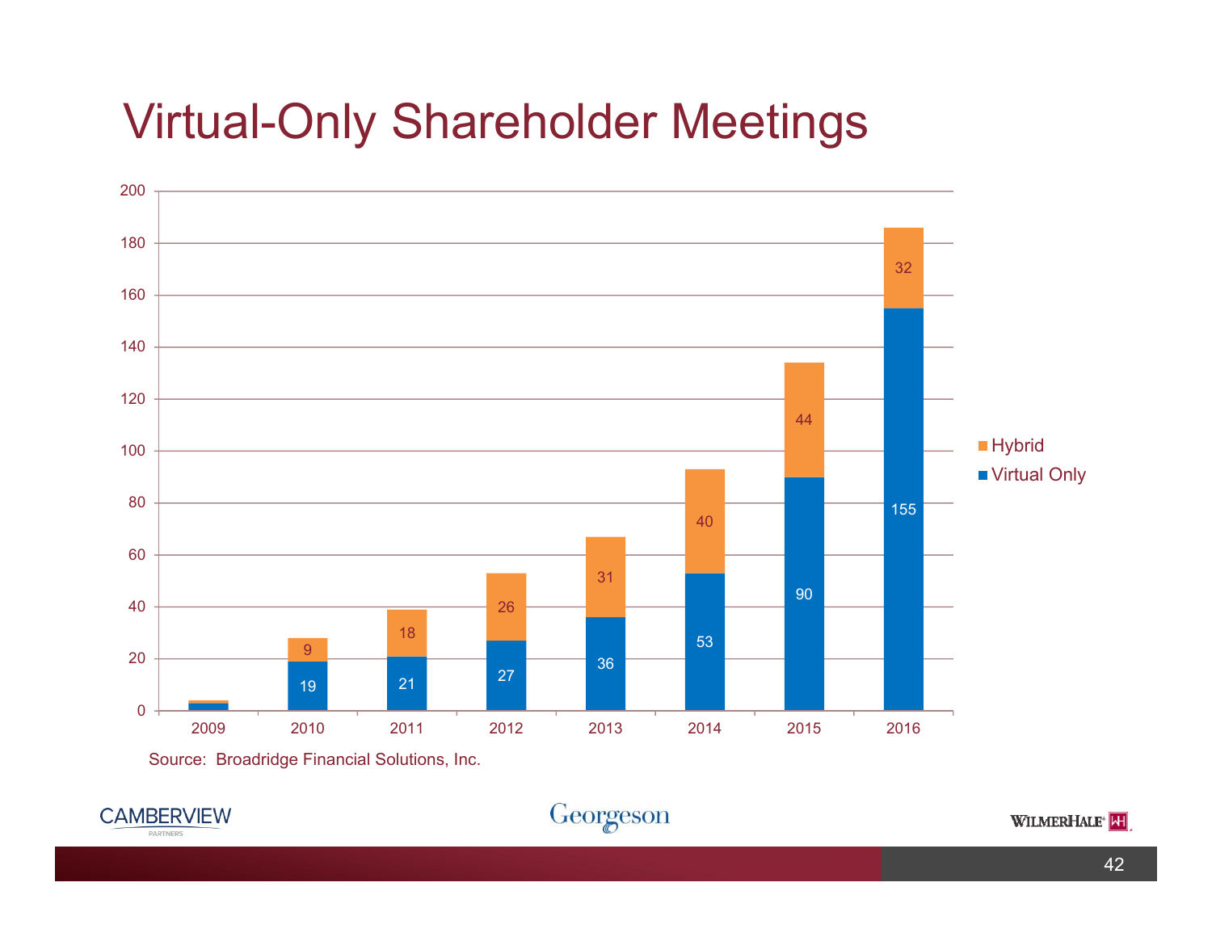# Virtual-Only Shareholder Meetings

| Year | Virtual Only | Hybrid |
| --- | --- | --- |
| 2009 | | |
| 2010 | 19 | 9 |
| 2011 | 21 | 18 |
| 2012 | 27 | 26 |
| 2013 | 36 | 31 |
| 2014 | 53 | 40 |
| 2015 | 90 | 44 |
| 2016 | 155 | 32 |

Source: Broadridge Financial Solutions, Inc.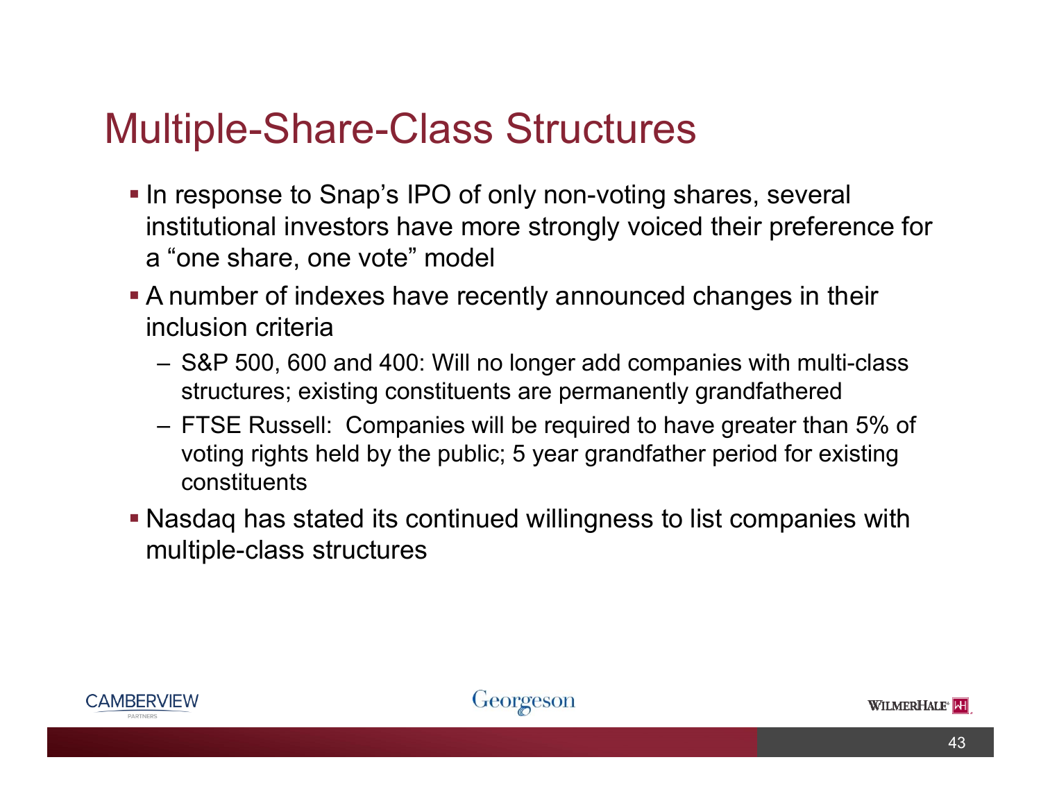# Multiple-Share-Class Structures

- In response to Snap's IPO of only non-voting shares, several institutional investors have more strongly voiced their preference for a "one share, one vote" model
- A number of indexes have recently announced changes in their inclusion criteria
  - S&P 500, 600 and 400: Will no longer add companies with multi-class structures; existing constituents are permanently grandfathered
  - FTSE Russell: Companies will be required to have greater than 5% of voting rights held by the public; 5 year grandfather period for existing constituents
- Nasdaq has stated its continued willingness to list companies with multiple-class structures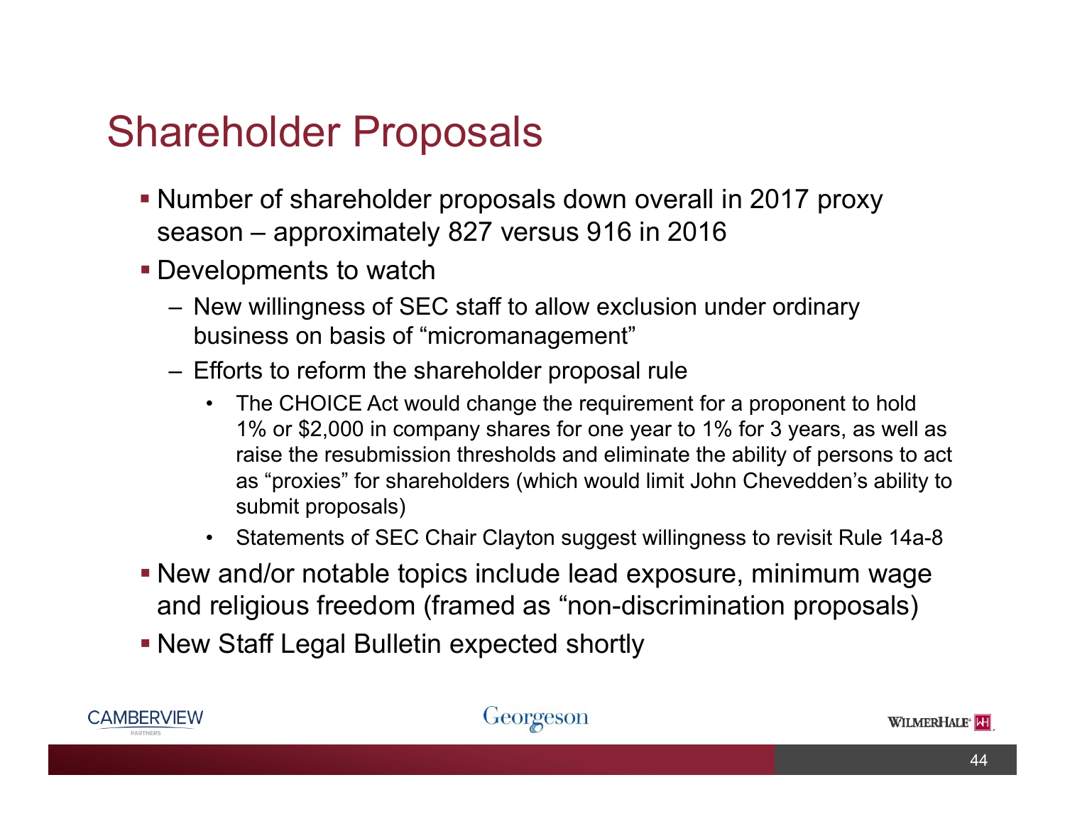# Shareholder Proposals

- Number of shareholder proposals down overall in 2017 proxy season – approximately 827 versus 916 in 2016
- Developments to watch
  - New willingness of SEC staff to allow exclusion under ordinary business on basis of "micromanagement"
  - Efforts to reform the shareholder proposal rule
    - The CHOICE Act would change the requirement for a proponent to hold 1% or $2,000 in company shares for one year to 1% for 3 years, as well as raise the resubmission thresholds and eliminate the ability of persons to act as "proxies" for shareholders (which would limit John Chevedden's ability to submit proposals)
    - Statements of SEC Chair Clayton suggest willingness to revisit Rule 14a-8
- New and/or notable topics include lead exposure, minimum wage and religious freedom (framed as "non-discrimination proposals)
- New Staff Legal Bulletin expected shortly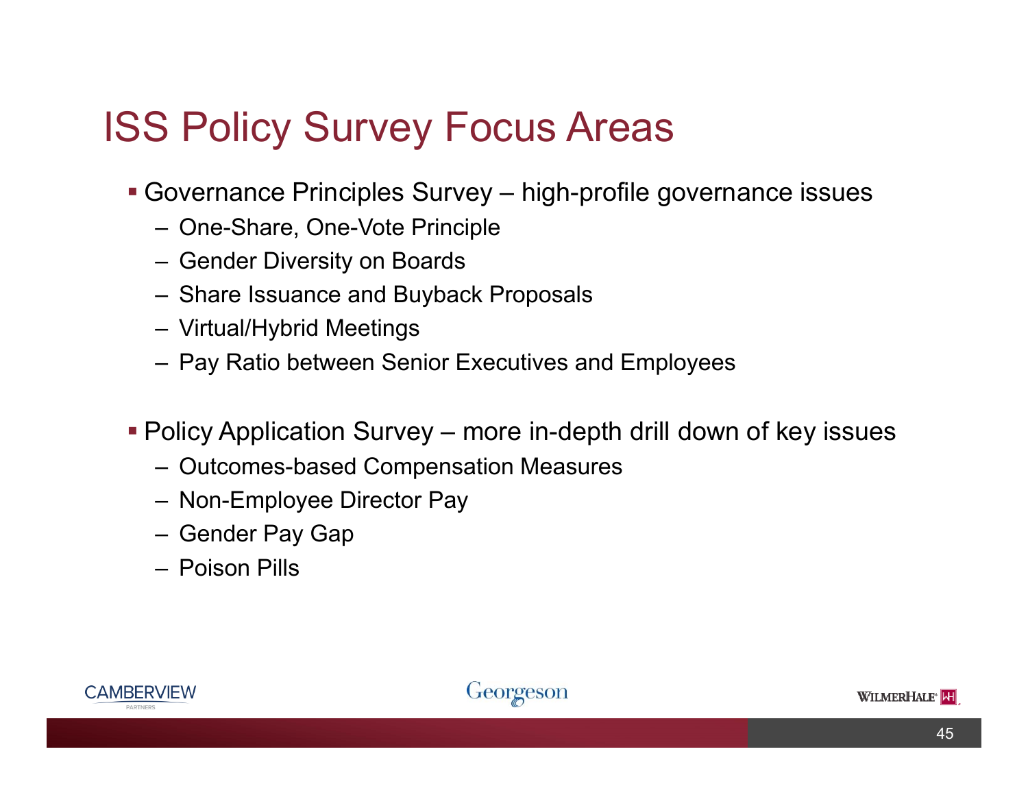# ISS Policy Survey Focus Areas

- Governance Principles Survey – high-profile governance issues
  - One-Share, One-Vote Principle
  - Gender Diversity on Boards
  - Share Issuance and Buyback Proposals
  - Virtual/Hybrid Meetings
  - Pay Ratio between Senior Executives and Employees

- Policy Application Survey – more in-depth drill down of key issues
  - Outcomes-based Compensation Measures
  - Non-Employee Director Pay
  - Gender Pay Gap
  - Poison Pills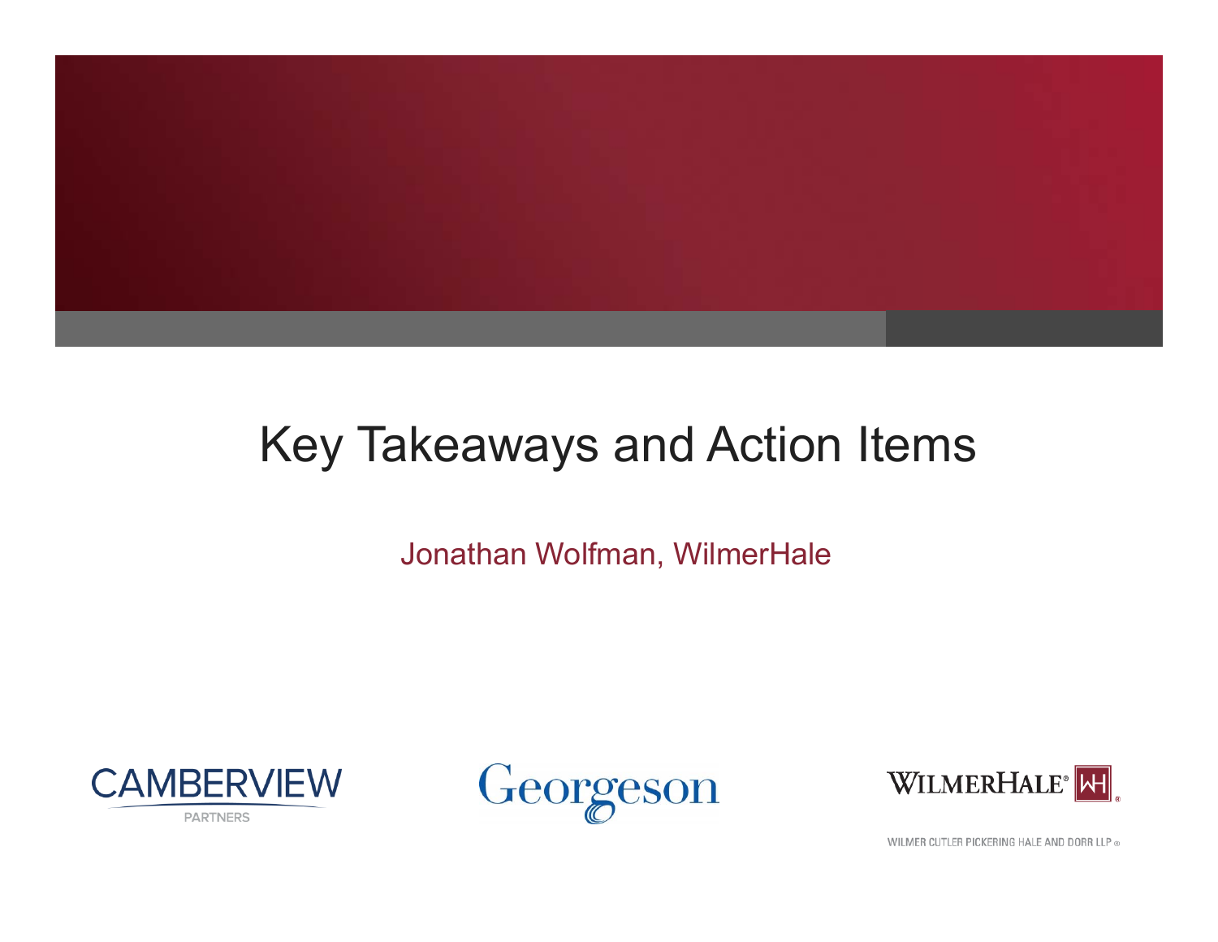# Key Takeaways and Action Items

Jonathan Wolfman, WilmerHale

CAMBERVIEW PARTNERS

Georgeson

WILMERHALE®

WILMER CUTLER PICKERING HALE AND DORR LLP®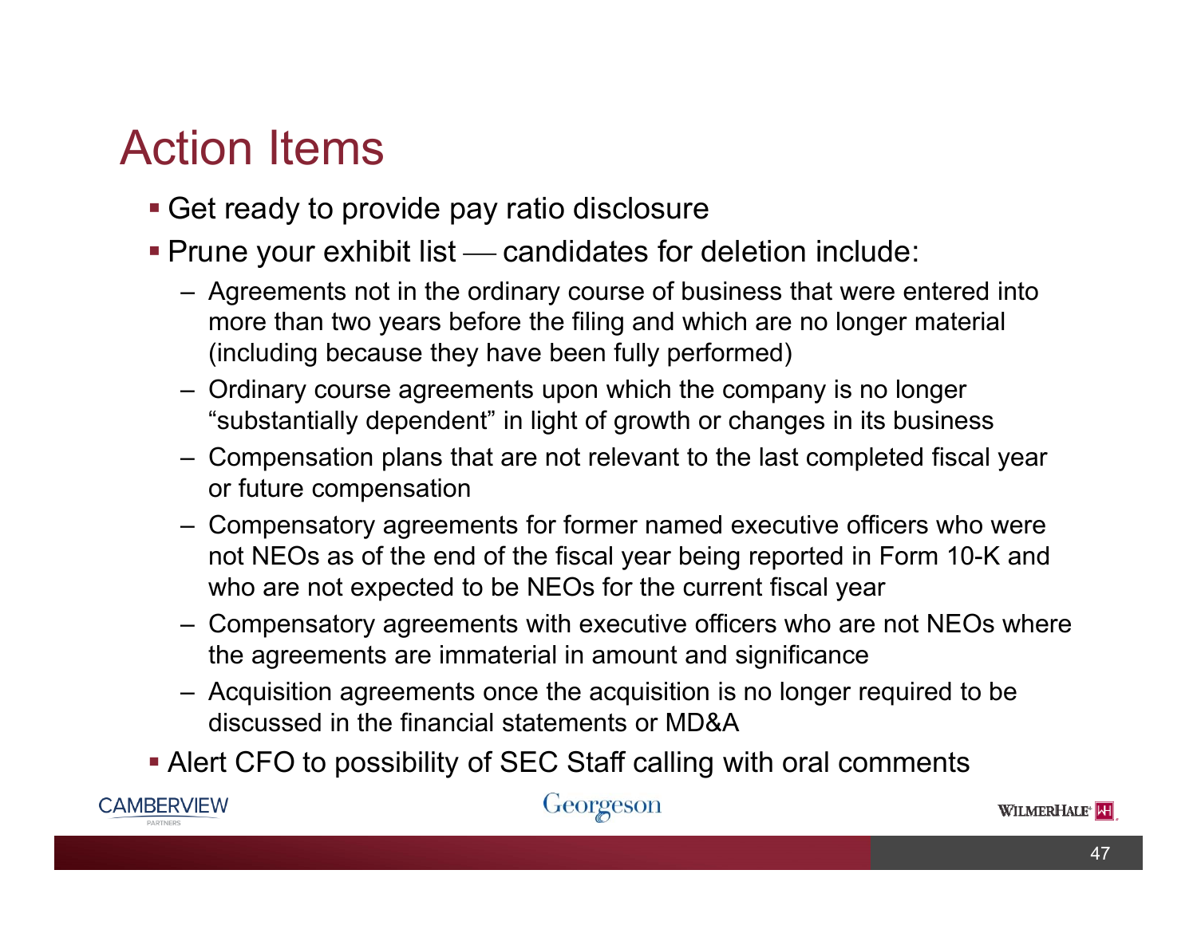# Action Items

- Get ready to provide pay ratio disclosure
- Prune your exhibit list — candidates for deletion include:
  - Agreements not in the ordinary course of business that were entered into more than two years before the filing and which are no longer material (including because they have been fully performed)
  - Ordinary course agreements upon which the company is no longer "substantially dependent" in light of growth or changes in its business
  - Compensation plans that are not relevant to the last completed fiscal year or future compensation
  - Compensatory agreements for former named executive officers who were not NEOs as of the end of the fiscal year being reported in Form 10-K and who are not expected to be NEOs for the current fiscal year
  - Compensatory agreements with executive officers who are not NEOs where the agreements are immaterial in amount and significance
  - Acquisition agreements once the acquisition is no longer required to be discussed in the financial statements or MD&A
- Alert CFO to possibility of SEC Staff calling with oral comments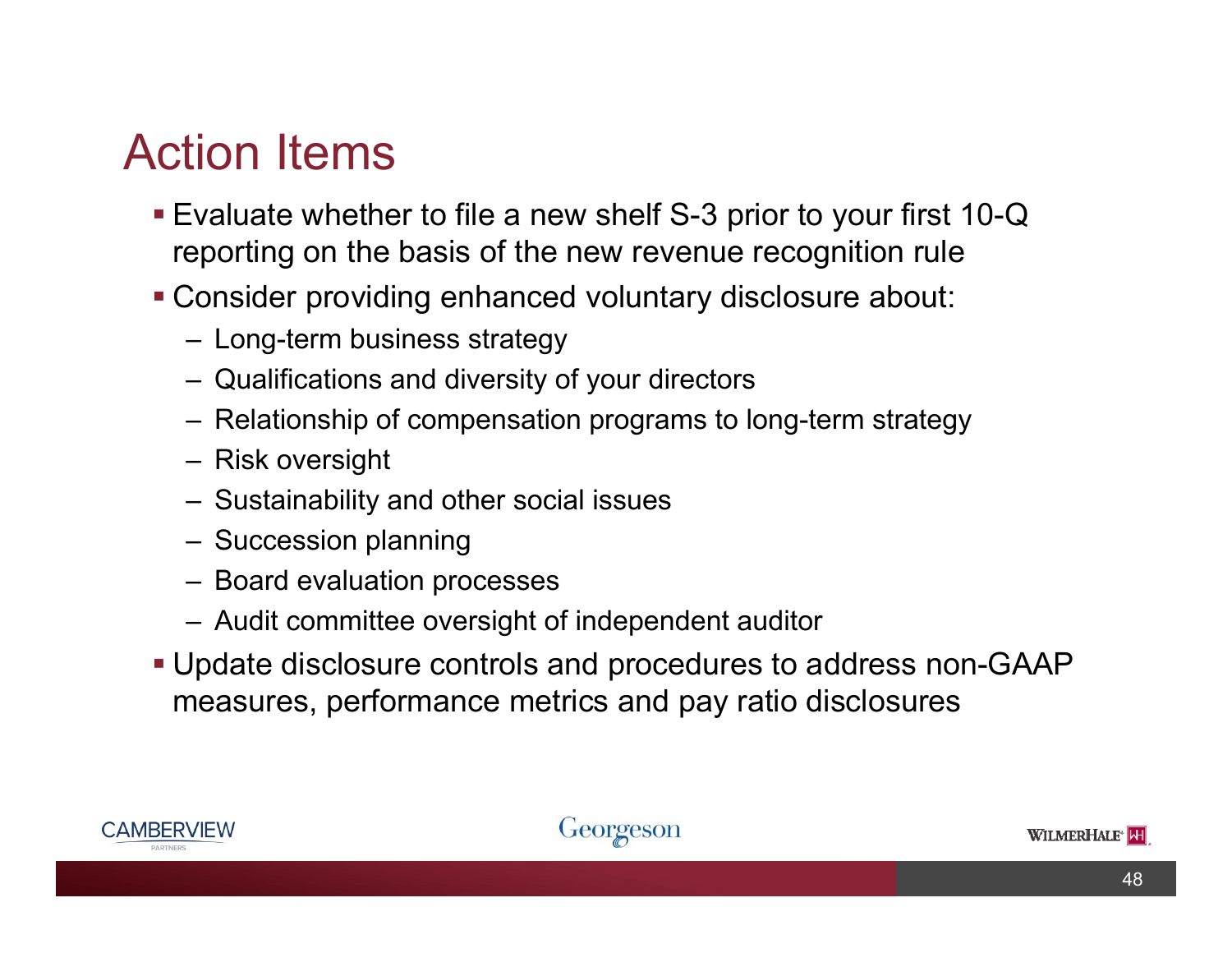# Action Items

- Evaluate whether to file a new shelf S-3 prior to your first 10-Q reporting on the basis of the new revenue recognition rule
- Consider providing enhanced voluntary disclosure about:
  - Long-term business strategy
  - Qualifications and diversity of your directors
  - Relationship of compensation programs to long-term strategy
  - Risk oversight
  - Sustainability and other social issues
  - Succession planning
  - Board evaluation processes
  - Audit committee oversight of independent auditor
- Update disclosure controls and procedures to address non-GAAP measures, performance metrics and pay ratio disclosures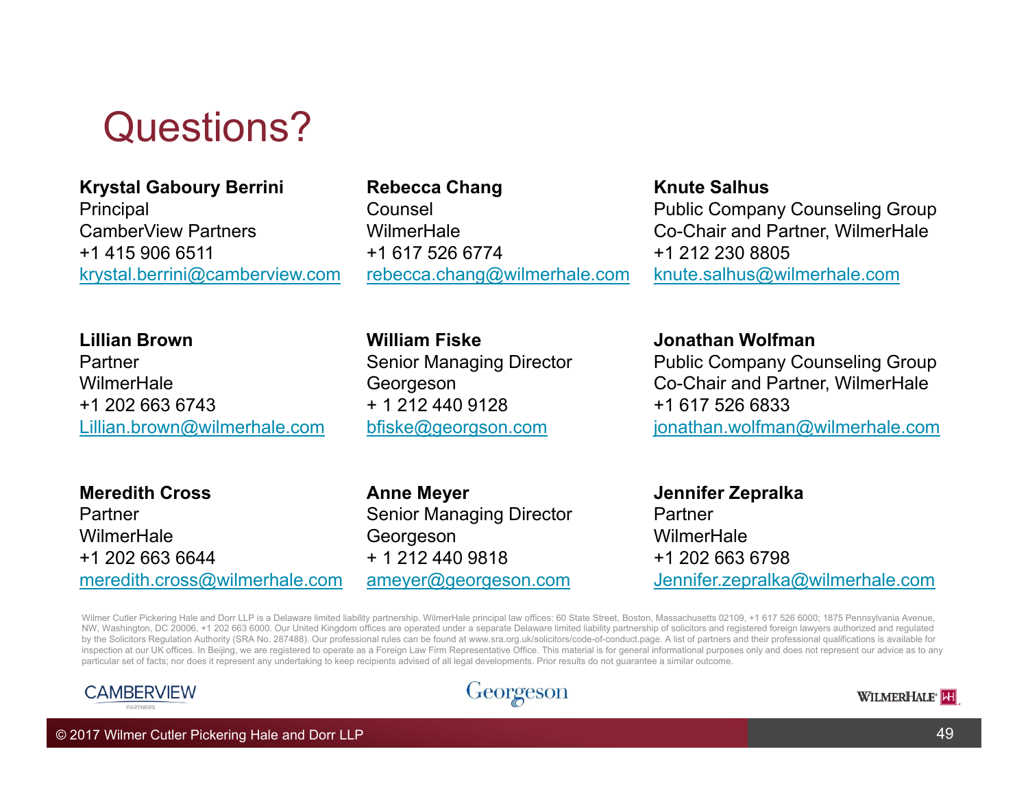# Questions?

**Krystal Gaboury Berrini**
Principal
CamberView Partners
+1 415 906 6511
krystal.berrini@camberview.com

**Rebecca Chang**
Counsel
WilmerHale
+1 617 526 6774
rebecca.chang@wilmerhale.com

**Knute Salhus**
Public Company Counseling Group
Co-Chair and Partner, WilmerHale
+1 212 230 8805
knute.salhus@wilmerhale.com

**Lillian Brown**
Partner
WilmerHale
+1 202 663 6743
Lillian.brown@wilmerhale.com

**William Fiske**
Senior Managing Director
Georgeson
+ 1 212 440 9128
bfiske@georgson.com

**Jonathan Wolfman**
Public Company Counseling Group
Co-Chair and Partner, WilmerHale
+1 617 526 6833
jonathan.wolfman@wilmerhale.com

**Meredith Cross**
Partner
WilmerHale
+1 202 663 6644
meredith.cross@wilmerhale.com

**Anne Meyer**
Senior Managing Director
Georgeson
+ 1 212 440 9818
ameyer@georgeson.com

**Jennifer Zepralka**
Partner
WilmerHale
+1 202 663 6798
Jennifer.zepralka@wilmerhale.com

Wilmer Cutler Pickering Hale and Dorr LLP is a Delaware limited liability partnership. WilmerHale principal law offices: 60 State Street, Boston, Massachusetts 02109, +1 617 526 6000; 1875 Pennsylvania Avenue, NW, Washington, DC 20006, +1 202 663 6000. Our United Kingdom offices are operated under a separate Delaware limited liability partnership of solicitors and registered foreign lawyers authorized and regulated by the Solicitors Regulation Authority (SRA No. 287488). Our professional rules can be found at www.sra.org.uk/solicitors/code-of-conduct.page. A list of partners and their professional qualifications is available for inspection at our UK offices. In Beijing, we are registered to operate as a Foreign Law Firm Representative Office. This material is for general informational purposes only and does not represent our advice as to any particular set of facts; nor does it represent any undertaking to keep recipients advised of all legal developments. Prior results do not guarantee a similar outcome.

CAMBERVIEW PARTNERS

Georgeson

WILMERHALE

© 2017 Wilmer Cutler Pickering Hale and Dorr LLP